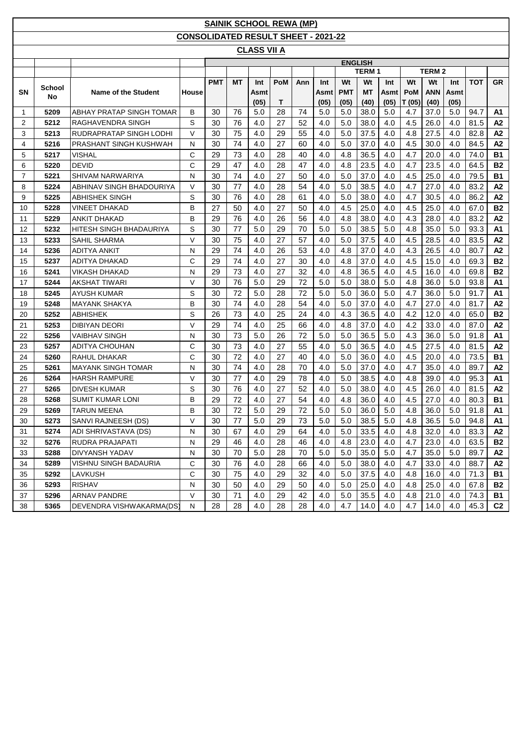# SAINIK SCHOOL REWA (MP)

## CONSOLIDATED RESULT SHEET - 2021-22

### CLASS VII A

| | | | | ENGLISH | | | | | | | | | | | | | | |
|---|---|---|---|---|---|---|---|---|---|---|---|---|---|---|---|---|---|---|
| | | | | | | | | | | TERM 1 | | | TERM 2 | | | | | |
| SN | School No | Name of the Student | House | PMT | MT | Int Asmt (05) | PoM T | Ann | Int Asmt (05) | Wt PMT (05) | Wt MT (40) | Int Asmt (05) | Wt PoM T (05) | Wt ANN (40) | Int Asmt (05) | TOT | GR |
| 1 | 5209 | ABHAY PRATAP SINGH TOMAR | B | 30 | 76 | 5.0 | 28 | 74 | 5.0 | 5.0 | 38.0 | 5.0 | 4.7 | 37.0 | 5.0 | 94.7 | A1 |
| 2 | 5212 | RAGHAVENDRA SINGH | S | 30 | 76 | 4.0 | 27 | 52 | 4.0 | 5.0 | 38.0 | 4.0 | 4.5 | 26.0 | 4.0 | 81.5 | A2 |
| 3 | 5213 | RUDRAPRATAP SINGH LODHI | V | 30 | 75 | 4.0 | 29 | 55 | 4.0 | 5.0 | 37.5 | 4.0 | 4.8 | 27.5 | 4.0 | 82.8 | A2 |
| 4 | 5216 | PRASHANT SINGH KUSHWAH | N | 30 | 74 | 4.0 | 27 | 60 | 4.0 | 5.0 | 37.0 | 4.0 | 4.5 | 30.0 | 4.0 | 84.5 | A2 |
| 5 | 5217 | VISHAL | C | 29 | 73 | 4.0 | 28 | 40 | 4.0 | 4.8 | 36.5 | 4.0 | 4.7 | 20.0 | 4.0 | 74.0 | B1 |
| 6 | 5220 | DEVID | C | 29 | 47 | 4.0 | 28 | 47 | 4.0 | 4.8 | 23.5 | 4.0 | 4.7 | 23.5 | 4.0 | 64.5 | B2 |
| 7 | 5221 | SHIVAM NARWARIYA | N | 30 | 74 | 4.0 | 27 | 50 | 4.0 | 5.0 | 37.0 | 4.0 | 4.5 | 25.0 | 4.0 | 79.5 | B1 |
| 8 | 5224 | ABHINAV SINGH BHADOURIYA | V | 30 | 77 | 4.0 | 28 | 54 | 4.0 | 5.0 | 38.5 | 4.0 | 4.7 | 27.0 | 4.0 | 83.2 | A2 |
| 9 | 5225 | ABHISHEK SINGH | S | 30 | 76 | 4.0 | 28 | 61 | 4.0 | 5.0 | 38.0 | 4.0 | 4.7 | 30.5 | 4.0 | 86.2 | A2 |
| 10 | 5228 | VINEET DHAKAD | B | 27 | 50 | 4.0 | 27 | 50 | 4.0 | 4.5 | 25.0 | 4.0 | 4.5 | 25.0 | 4.0 | 67.0 | B2 |
| 11 | 5229 | ANKIT DHAKAD | B | 29 | 76 | 4.0 | 26 | 56 | 4.0 | 4.8 | 38.0 | 4.0 | 4.3 | 28.0 | 4.0 | 83.2 | A2 |
| 12 | 5232 | HITESH SINGH BHADAURIYA | S | 30 | 77 | 5.0 | 29 | 70 | 5.0 | 5.0 | 38.5 | 5.0 | 4.8 | 35.0 | 5.0 | 93.3 | A1 |
| 13 | 5233 | SAHIL SHARMA | V | 30 | 75 | 4.0 | 27 | 57 | 4.0 | 5.0 | 37.5 | 4.0 | 4.5 | 28.5 | 4.0 | 83.5 | A2 |
| 14 | 5236 | ADITYA ANKIT | N | 29 | 74 | 4.0 | 26 | 53 | 4.0 | 4.8 | 37.0 | 4.0 | 4.3 | 26.5 | 4.0 | 80.7 | A2 |
| 15 | 5237 | ADITYA DHAKAD | C | 29 | 74 | 4.0 | 27 | 30 | 4.0 | 4.8 | 37.0 | 4.0 | 4.5 | 15.0 | 4.0 | 69.3 | B2 |
| 16 | 5241 | VIKASH DHAKAD | N | 29 | 73 | 4.0 | 27 | 32 | 4.0 | 4.8 | 36.5 | 4.0 | 4.5 | 16.0 | 4.0 | 69.8 | B2 |
| 17 | 5244 | AKSHAT TIWARI | V | 30 | 76 | 5.0 | 29 | 72 | 5.0 | 5.0 | 38.0 | 5.0 | 4.8 | 36.0 | 5.0 | 93.8 | A1 |
| 18 | 5245 | AYUSH KUMAR | S | 30 | 72 | 5.0 | 28 | 72 | 5.0 | 5.0 | 36.0 | 5.0 | 4.7 | 36.0 | 5.0 | 91.7 | A1 |
| 19 | 5248 | MAYANK SHAKYA | B | 30 | 74 | 4.0 | 28 | 54 | 4.0 | 5.0 | 37.0 | 4.0 | 4.7 | 27.0 | 4.0 | 81.7 | A2 |
| 20 | 5252 | ABHISHEK | S | 26 | 73 | 4.0 | 25 | 24 | 4.0 | 4.3 | 36.5 | 4.0 | 4.2 | 12.0 | 4.0 | 65.0 | B2 |
| 21 | 5253 | DIBIYAN DEORI | V | 29 | 74 | 4.0 | 25 | 66 | 4.0 | 4.8 | 37.0 | 4.0 | 4.2 | 33.0 | 4.0 | 87.0 | A2 |
| 22 | 5256 | VAIBHAV SINGH | N | 30 | 73 | 5.0 | 26 | 72 | 5.0 | 5.0 | 36.5 | 5.0 | 4.3 | 36.0 | 5.0 | 91.8 | A1 |
| 23 | 5257 | ADITYA CHOUHAN | C | 30 | 73 | 4.0 | 27 | 55 | 4.0 | 5.0 | 36.5 | 4.0 | 4.5 | 27.5 | 4.0 | 81.5 | A2 |
| 24 | 5260 | RAHUL DHAKAR | C | 30 | 72 | 4.0 | 27 | 40 | 4.0 | 5.0 | 36.0 | 4.0 | 4.5 | 20.0 | 4.0 | 73.5 | B1 |
| 25 | 5261 | MAYANK SINGH TOMAR | N | 30 | 74 | 4.0 | 28 | 70 | 4.0 | 5.0 | 37.0 | 4.0 | 4.7 | 35.0 | 4.0 | 89.7 | A2 |
| 26 | 5264 | HARSH RAMPURE | V | 30 | 77 | 4.0 | 29 | 78 | 4.0 | 5.0 | 38.5 | 4.0 | 4.8 | 39.0 | 4.0 | 95.3 | A1 |
| 27 | 5265 | DIVESH KUMAR | S | 30 | 76 | 4.0 | 27 | 52 | 4.0 | 5.0 | 38.0 | 4.0 | 4.5 | 26.0 | 4.0 | 81.5 | A2 |
| 28 | 5268 | SUMIT KUMAR LONI | B | 29 | 72 | 4.0 | 27 | 54 | 4.0 | 4.8 | 36.0 | 4.0 | 4.5 | 27.0 | 4.0 | 80.3 | B1 |
| 29 | 5269 | TARUN MEENA | B | 30 | 72 | 5.0 | 29 | 72 | 5.0 | 5.0 | 36.0 | 5.0 | 4.8 | 36.0 | 5.0 | 91.8 | A1 |
| 30 | 5273 | SANVI RAJNEESH (DS) | V | 30 | 77 | 5.0 | 29 | 73 | 5.0 | 5.0 | 38.5 | 5.0 | 4.8 | 36.5 | 5.0 | 94.8 | A1 |
| 31 | 5274 | ADI SHRIVASTAVA (DS) | N | 30 | 67 | 4.0 | 29 | 64 | 4.0 | 5.0 | 33.5 | 4.0 | 4.8 | 32.0 | 4.0 | 83.3 | A2 |
| 32 | 5276 | RUDRA PRAJAPATI | N | 29 | 46 | 4.0 | 28 | 46 | 4.0 | 4.8 | 23.0 | 4.0 | 4.7 | 23.0 | 4.0 | 63.5 | B2 |
| 33 | 5288 | DIVYANSH YADAV | N | 30 | 70 | 5.0 | 28 | 70 | 5.0 | 5.0 | 35.0 | 5.0 | 4.7 | 35.0 | 5.0 | 89.7 | A2 |
| 34 | 5289 | VISHNU SINGH BADAURIA | C | 30 | 76 | 4.0 | 28 | 66 | 4.0 | 5.0 | 38.0 | 4.0 | 4.7 | 33.0 | 4.0 | 88.7 | A2 |
| 35 | 5292 | LAVKUSH | C | 30 | 75 | 4.0 | 29 | 32 | 4.0 | 5.0 | 37.5 | 4.0 | 4.8 | 16.0 | 4.0 | 71.3 | B1 |
| 36 | 5293 | RISHAV | N | 30 | 50 | 4.0 | 29 | 50 | 4.0 | 5.0 | 25.0 | 4.0 | 4.8 | 25.0 | 4.0 | 67.8 | B2 |
| 37 | 5296 | ARNAV PANDRE | V | 30 | 71 | 4.0 | 29 | 42 | 4.0 | 5.0 | 35.5 | 4.0 | 4.8 | 21.0 | 4.0 | 74.3 | B1 |
| 38 | 5365 | DEVENDRA VISHWAKARMA(DS) | N | 28 | 28 | 4.0 | 28 | 28 | 4.0 | 4.7 | 14.0 | 4.0 | 4.7 | 14.0 | 4.0 | 45.3 | C2 |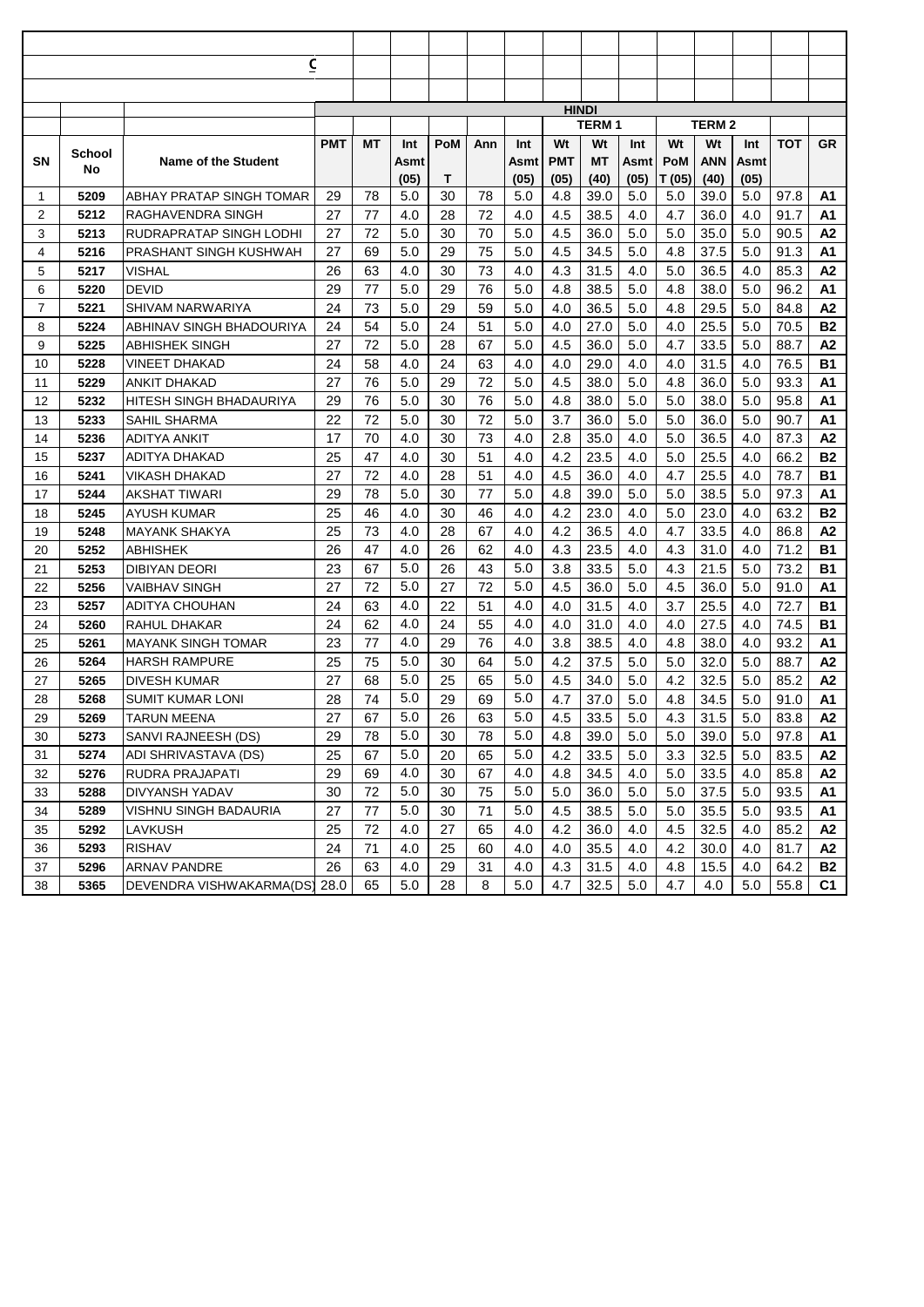C

| | | | HINDI | | | | | | | | | | | | | | |
|---|---|---|---|---|---|---|---|---|---|---|---|---|---|---|---|---|---|
| | | | | | | | | | TERM 1 | | | TERM 2 | | | | | |
| SN | School No | Name of the Student | PMT | MT | Int Asmt (05) | PoM T | Ann | Int Asmt (05) | Wt PMT (05) | Wt MT (40) | Int Asmt (05) | Wt PoM T (05) | Wt ANN (40) | Int Asmt (05) | TOT | GR |
| 1 | 5209 | ABHAY PRATAP SINGH TOMAR | 29 | 78 | 5.0 | 30 | 78 | 5.0 | 4.8 | 39.0 | 5.0 | 5.0 | 39.0 | 5.0 | 97.8 | A1 |
| 2 | 5212 | RAGHAVENDRA SINGH | 27 | 77 | 4.0 | 28 | 72 | 4.0 | 4.5 | 38.5 | 4.0 | 4.7 | 36.0 | 4.0 | 91.7 | A1 |
| 3 | 5213 | RUDRAPRATAP SINGH LODHI | 27 | 72 | 5.0 | 30 | 70 | 5.0 | 4.5 | 36.0 | 5.0 | 5.0 | 35.0 | 5.0 | 90.5 | A2 |
| 4 | 5216 | PRASHANT SINGH KUSHWAH | 27 | 69 | 5.0 | 29 | 75 | 5.0 | 4.5 | 34.5 | 5.0 | 4.8 | 37.5 | 5.0 | 91.3 | A1 |
| 5 | 5217 | VISHAL | 26 | 63 | 4.0 | 30 | 73 | 4.0 | 4.3 | 31.5 | 4.0 | 5.0 | 36.5 | 4.0 | 85.3 | A2 |
| 6 | 5220 | DEVID | 29 | 77 | 5.0 | 29 | 76 | 5.0 | 4.8 | 38.5 | 5.0 | 4.8 | 38.0 | 5.0 | 96.2 | A1 |
| 7 | 5221 | SHIVAM NARWARIYA | 24 | 73 | 5.0 | 29 | 59 | 5.0 | 4.0 | 36.5 | 5.0 | 4.8 | 29.5 | 5.0 | 84.8 | A2 |
| 8 | 5224 | ABHINAV SINGH BHADOURIYA | 24 | 54 | 5.0 | 24 | 51 | 5.0 | 4.0 | 27.0 | 5.0 | 4.0 | 25.5 | 5.0 | 70.5 | B2 |
| 9 | 5225 | ABHISHEK SINGH | 27 | 72 | 5.0 | 28 | 67 | 5.0 | 4.5 | 36.0 | 5.0 | 4.7 | 33.5 | 5.0 | 88.7 | A2 |
| 10 | 5228 | VINEET DHAKAD | 24 | 58 | 4.0 | 24 | 63 | 4.0 | 4.0 | 29.0 | 4.0 | 4.0 | 31.5 | 4.0 | 76.5 | B1 |
| 11 | 5229 | ANKIT DHAKAD | 27 | 76 | 5.0 | 29 | 72 | 5.0 | 4.5 | 38.0 | 5.0 | 4.8 | 36.0 | 5.0 | 93.3 | A1 |
| 12 | 5232 | HITESH SINGH BHADAURIYA | 29 | 76 | 5.0 | 30 | 76 | 5.0 | 4.8 | 38.0 | 5.0 | 5.0 | 38.0 | 5.0 | 95.8 | A1 |
| 13 | 5233 | SAHIL SHARMA | 22 | 72 | 5.0 | 30 | 72 | 5.0 | 3.7 | 36.0 | 5.0 | 5.0 | 36.0 | 5.0 | 90.7 | A1 |
| 14 | 5236 | ADITYA ANKIT | 17 | 70 | 4.0 | 30 | 73 | 4.0 | 2.8 | 35.0 | 4.0 | 5.0 | 36.5 | 4.0 | 87.3 | A2 |
| 15 | 5237 | ADITYA DHAKAD | 25 | 47 | 4.0 | 30 | 51 | 4.0 | 4.2 | 23.5 | 4.0 | 5.0 | 25.5 | 4.0 | 66.2 | B2 |
| 16 | 5241 | VIKASH DHAKAD | 27 | 72 | 4.0 | 28 | 51 | 4.0 | 4.5 | 36.0 | 4.0 | 4.7 | 25.5 | 4.0 | 78.7 | B1 |
| 17 | 5244 | AKSHAT TIWARI | 29 | 78 | 5.0 | 30 | 77 | 5.0 | 4.8 | 39.0 | 5.0 | 5.0 | 38.5 | 5.0 | 97.3 | A1 |
| 18 | 5245 | AYUSH KUMAR | 25 | 46 | 4.0 | 30 | 46 | 4.0 | 4.2 | 23.0 | 4.0 | 5.0 | 23.0 | 4.0 | 63.2 | B2 |
| 19 | 5248 | MAYANK SHAKYA | 25 | 73 | 4.0 | 28 | 67 | 4.0 | 4.2 | 36.5 | 4.0 | 4.7 | 33.5 | 4.0 | 86.8 | A2 |
| 20 | 5252 | ABHISHEK | 26 | 47 | 4.0 | 26 | 62 | 4.0 | 4.3 | 23.5 | 4.0 | 4.3 | 31.0 | 4.0 | 71.2 | B1 |
| 21 | 5253 | DIBIYAN DEORI | 23 | 67 | 5.0 | 26 | 43 | 5.0 | 3.8 | 33.5 | 5.0 | 4.3 | 21.5 | 5.0 | 73.2 | B1 |
| 22 | 5256 | VAIBHAV SINGH | 27 | 72 | 5.0 | 27 | 72 | 5.0 | 4.5 | 36.0 | 5.0 | 4.5 | 36.0 | 5.0 | 91.0 | A1 |
| 23 | 5257 | ADITYA CHOUHAN | 24 | 63 | 4.0 | 22 | 51 | 4.0 | 4.0 | 31.5 | 4.0 | 3.7 | 25.5 | 4.0 | 72.7 | B1 |
| 24 | 5260 | RAHUL DHAKAR | 24 | 62 | 4.0 | 24 | 55 | 4.0 | 4.0 | 31.0 | 4.0 | 4.0 | 27.5 | 4.0 | 74.5 | B1 |
| 25 | 5261 | MAYANK SINGH TOMAR | 23 | 77 | 4.0 | 29 | 76 | 4.0 | 3.8 | 38.5 | 4.0 | 4.8 | 38.0 | 4.0 | 93.2 | A1 |
| 26 | 5264 | HARSH RAMPURE | 25 | 75 | 5.0 | 30 | 64 | 5.0 | 4.2 | 37.5 | 5.0 | 5.0 | 32.0 | 5.0 | 88.7 | A2 |
| 27 | 5265 | DIVESH KUMAR | 27 | 68 | 5.0 | 25 | 65 | 5.0 | 4.5 | 34.0 | 5.0 | 4.2 | 32.5 | 5.0 | 85.2 | A2 |
| 28 | 5268 | SUMIT KUMAR LONI | 28 | 74 | 5.0 | 29 | 69 | 5.0 | 4.7 | 37.0 | 5.0 | 4.8 | 34.5 | 5.0 | 91.0 | A1 |
| 29 | 5269 | TARUN MEENA | 27 | 67 | 5.0 | 26 | 63 | 5.0 | 4.5 | 33.5 | 5.0 | 4.3 | 31.5 | 5.0 | 83.8 | A2 |
| 30 | 5273 | SANVI RAJNEESH (DS) | 29 | 78 | 5.0 | 30 | 78 | 5.0 | 4.8 | 39.0 | 5.0 | 5.0 | 39.0 | 5.0 | 97.8 | A1 |
| 31 | 5274 | ADI SHRIVASTAVA (DS) | 25 | 67 | 5.0 | 20 | 65 | 5.0 | 4.2 | 33.5 | 5.0 | 3.3 | 32.5 | 5.0 | 83.5 | A2 |
| 32 | 5276 | RUDRA PRAJAPATI | 29 | 69 | 4.0 | 30 | 67 | 4.0 | 4.8 | 34.5 | 4.0 | 5.0 | 33.5 | 4.0 | 85.8 | A2 |
| 33 | 5288 | DIVYANSH YADAV | 30 | 72 | 5.0 | 30 | 75 | 5.0 | 5.0 | 36.0 | 5.0 | 5.0 | 37.5 | 5.0 | 93.5 | A1 |
| 34 | 5289 | VISHNU SINGH BADAURIA | 27 | 77 | 5.0 | 30 | 71 | 5.0 | 4.5 | 38.5 | 5.0 | 5.0 | 35.5 | 5.0 | 93.5 | A1 |
| 35 | 5292 | LAVKUSH | 25 | 72 | 4.0 | 27 | 65 | 4.0 | 4.2 | 36.0 | 4.0 | 4.5 | 32.5 | 4.0 | 85.2 | A2 |
| 36 | 5293 | RISHAV | 24 | 71 | 4.0 | 25 | 60 | 4.0 | 4.0 | 35.5 | 4.0 | 4.2 | 30.0 | 4.0 | 81.7 | A2 |
| 37 | 5296 | ARNAV PANDRE | 26 | 63 | 4.0 | 29 | 31 | 4.0 | 4.3 | 31.5 | 4.0 | 4.8 | 15.5 | 4.0 | 64.2 | B2 |
| 38 | 5365 | DEVENDRA VISHWAKARMA(DS) | 28.0 | 65 | 5.0 | 28 | 8 | 5.0 | 4.7 | 32.5 | 5.0 | 4.7 | 4.0 | 5.0 | 55.8 | C1 |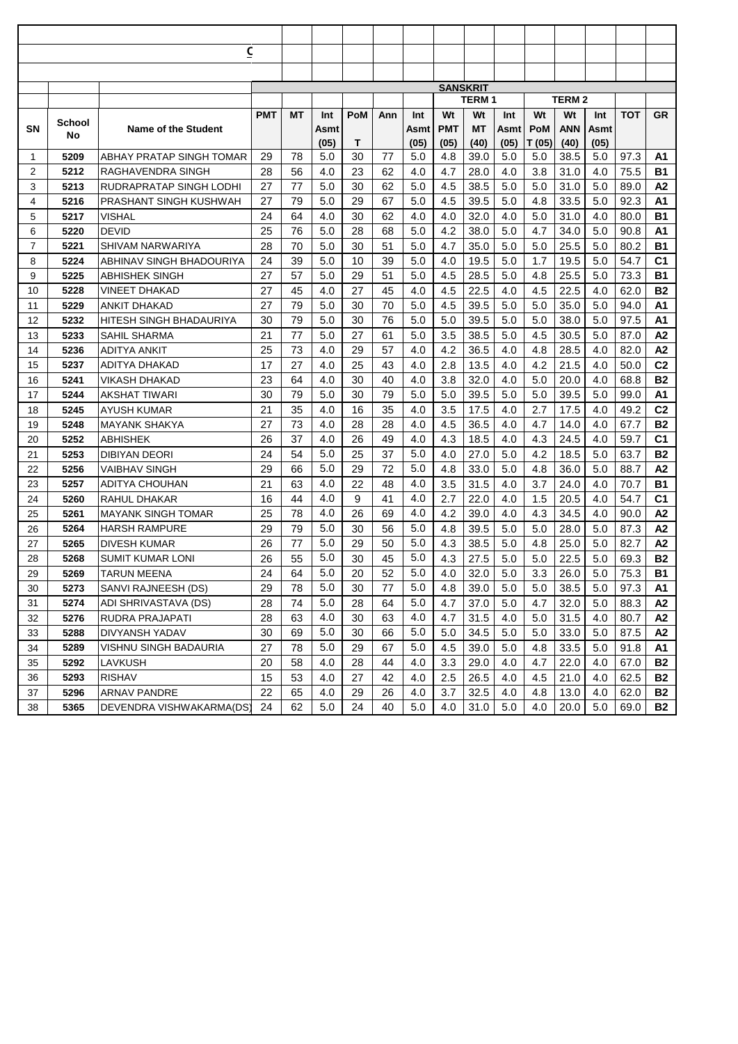C

| SN | School No | Name of the Student | SANSKRIT | | | | | | | | | | | | | |
|---|---|---|---|---|---|---|---|---|---|---|---|---|---|---|---|---|
| | | | | | | | | | TERM 1 | | | TERM 2 | | | | |
| | | | PMT | MT | Int Asmt (05) | PoM T | Ann | Int Asmt (05) | Wt PMT (05) | Wt MT (40) | Int Asmt (05) | Wt PoM T (05) | Wt ANN (40) | Int Asmt (05) | TOT | GR |
| 1 | 5209 | ABHAY PRATAP SINGH TOMAR | 29 | 78 | 5.0 | 30 | 77 | 5.0 | 4.8 | 39.0 | 5.0 | 5.0 | 38.5 | 5.0 | 97.3 | A1 |
| 2 | 5212 | RAGHAVENDRA SINGH | 28 | 56 | 4.0 | 23 | 62 | 4.0 | 4.7 | 28.0 | 4.0 | 3.8 | 31.0 | 4.0 | 75.5 | B1 |
| 3 | 5213 | RUDRAPRATAP SINGH LODHI | 27 | 77 | 5.0 | 30 | 62 | 5.0 | 4.5 | 38.5 | 5.0 | 5.0 | 31.0 | 5.0 | 89.0 | A2 |
| 4 | 5216 | PRASHANT SINGH KUSHWAH | 27 | 79 | 5.0 | 29 | 67 | 5.0 | 4.5 | 39.5 | 5.0 | 4.8 | 33.5 | 5.0 | 92.3 | A1 |
| 5 | 5217 | VISHAL | 24 | 64 | 4.0 | 30 | 62 | 4.0 | 4.0 | 32.0 | 4.0 | 5.0 | 31.0 | 4.0 | 80.0 | B1 |
| 6 | 5220 | DEVID | 25 | 76 | 5.0 | 28 | 68 | 5.0 | 4.2 | 38.0 | 5.0 | 4.7 | 34.0 | 5.0 | 90.8 | A1 |
| 7 | 5221 | SHIVAM NARWARIYA | 28 | 70 | 5.0 | 30 | 51 | 5.0 | 4.7 | 35.0 | 5.0 | 5.0 | 25.5 | 5.0 | 80.2 | B1 |
| 8 | 5224 | ABHINAV SINGH BHADOURIYA | 24 | 39 | 5.0 | 10 | 39 | 5.0 | 4.0 | 19.5 | 5.0 | 1.7 | 19.5 | 5.0 | 54.7 | C1 |
| 9 | 5225 | ABHISHEK SINGH | 27 | 57 | 5.0 | 29 | 51 | 5.0 | 4.5 | 28.5 | 5.0 | 4.8 | 25.5 | 5.0 | 73.3 | B1 |
| 10 | 5228 | VINEET DHAKAD | 27 | 45 | 4.0 | 27 | 45 | 4.0 | 4.5 | 22.5 | 4.0 | 4.5 | 22.5 | 4.0 | 62.0 | B2 |
| 11 | 5229 | ANKIT DHAKAD | 27 | 79 | 5.0 | 30 | 70 | 5.0 | 4.5 | 39.5 | 5.0 | 5.0 | 35.0 | 5.0 | 94.0 | A1 |
| 12 | 5232 | HITESH SINGH BHADAURIYA | 30 | 79 | 5.0 | 30 | 76 | 5.0 | 5.0 | 39.5 | 5.0 | 5.0 | 38.0 | 5.0 | 97.5 | A1 |
| 13 | 5233 | SAHIL SHARMA | 21 | 77 | 5.0 | 27 | 61 | 5.0 | 3.5 | 38.5 | 5.0 | 4.5 | 30.5 | 5.0 | 87.0 | A2 |
| 14 | 5236 | ADITYA ANKIT | 25 | 73 | 4.0 | 29 | 57 | 4.0 | 4.2 | 36.5 | 4.0 | 4.8 | 28.5 | 4.0 | 82.0 | A2 |
| 15 | 5237 | ADITYA DHAKAD | 17 | 27 | 4.0 | 25 | 43 | 4.0 | 2.8 | 13.5 | 4.0 | 4.2 | 21.5 | 4.0 | 50.0 | C2 |
| 16 | 5241 | VIKASH DHAKAD | 23 | 64 | 4.0 | 30 | 40 | 4.0 | 3.8 | 32.0 | 4.0 | 5.0 | 20.0 | 4.0 | 68.8 | B2 |
| 17 | 5244 | AKSHAT TIWARI | 30 | 79 | 5.0 | 30 | 79 | 5.0 | 5.0 | 39.5 | 5.0 | 5.0 | 39.5 | 5.0 | 99.0 | A1 |
| 18 | 5245 | AYUSH KUMAR | 21 | 35 | 4.0 | 16 | 35 | 4.0 | 3.5 | 17.5 | 4.0 | 2.7 | 17.5 | 4.0 | 49.2 | C2 |
| 19 | 5248 | MAYANK SHAKYA | 27 | 73 | 4.0 | 28 | 28 | 4.0 | 4.5 | 36.5 | 4.0 | 4.7 | 14.0 | 4.0 | 67.7 | B2 |
| 20 | 5252 | ABHISHEK | 26 | 37 | 4.0 | 26 | 49 | 4.0 | 4.3 | 18.5 | 4.0 | 4.3 | 24.5 | 4.0 | 59.7 | C1 |
| 21 | 5253 | DIBIYAN DEORI | 24 | 54 | 5.0 | 25 | 37 | 5.0 | 4.0 | 27.0 | 5.0 | 4.2 | 18.5 | 5.0 | 63.7 | B2 |
| 22 | 5256 | VAIBHAV SINGH | 29 | 66 | 5.0 | 29 | 72 | 5.0 | 4.8 | 33.0 | 5.0 | 4.8 | 36.0 | 5.0 | 88.7 | A2 |
| 23 | 5257 | ADITYA CHOUHAN | 21 | 63 | 4.0 | 22 | 48 | 4.0 | 3.5 | 31.5 | 4.0 | 3.7 | 24.0 | 4.0 | 70.7 | B1 |
| 24 | 5260 | RAHUL DHAKAR | 16 | 44 | 4.0 | 9 | 41 | 4.0 | 2.7 | 22.0 | 4.0 | 1.5 | 20.5 | 4.0 | 54.7 | C1 |
| 25 | 5261 | MAYANK SINGH TOMAR | 25 | 78 | 4.0 | 26 | 69 | 4.0 | 4.2 | 39.0 | 4.0 | 4.3 | 34.5 | 4.0 | 90.0 | A2 |
| 26 | 5264 | HARSH RAMPURE | 29 | 79 | 5.0 | 30 | 56 | 5.0 | 4.8 | 39.5 | 5.0 | 5.0 | 28.0 | 5.0 | 87.3 | A2 |
| 27 | 5265 | DIVESH KUMAR | 26 | 77 | 5.0 | 29 | 50 | 5.0 | 4.3 | 38.5 | 5.0 | 4.8 | 25.0 | 5.0 | 82.7 | A2 |
| 28 | 5268 | SUMIT KUMAR LONI | 26 | 55 | 5.0 | 30 | 45 | 5.0 | 4.3 | 27.5 | 5.0 | 5.0 | 22.5 | 5.0 | 69.3 | B2 |
| 29 | 5269 | TARUN MEENA | 24 | 64 | 5.0 | 20 | 52 | 5.0 | 4.0 | 32.0 | 5.0 | 3.3 | 26.0 | 5.0 | 75.3 | B1 |
| 30 | 5273 | SANVI RAJNEESH (DS) | 29 | 78 | 5.0 | 30 | 77 | 5.0 | 4.8 | 39.0 | 5.0 | 5.0 | 38.5 | 5.0 | 97.3 | A1 |
| 31 | 5274 | ADI SHRIVASTAVA (DS) | 28 | 74 | 5.0 | 28 | 64 | 5.0 | 4.7 | 37.0 | 5.0 | 4.7 | 32.0 | 5.0 | 88.3 | A2 |
| 32 | 5276 | RUDRA PRAJAPATI | 28 | 63 | 4.0 | 30 | 63 | 4.0 | 4.7 | 31.5 | 4.0 | 5.0 | 31.5 | 4.0 | 80.7 | A2 |
| 33 | 5288 | DIVYANSH YADAV | 30 | 69 | 5.0 | 30 | 66 | 5.0 | 5.0 | 34.5 | 5.0 | 5.0 | 33.0 | 5.0 | 87.5 | A2 |
| 34 | 5289 | VISHNU SINGH BADAURIA | 27 | 78 | 5.0 | 29 | 67 | 5.0 | 4.5 | 39.0 | 5.0 | 4.8 | 33.5 | 5.0 | 91.8 | A1 |
| 35 | 5292 | LAVKUSH | 20 | 58 | 4.0 | 28 | 44 | 4.0 | 3.3 | 29.0 | 4.0 | 4.7 | 22.0 | 4.0 | 67.0 | B2 |
| 36 | 5293 | RISHAV | 15 | 53 | 4.0 | 27 | 42 | 4.0 | 2.5 | 26.5 | 4.0 | 4.5 | 21.0 | 4.0 | 62.5 | B2 |
| 37 | 5296 | ARNAV PANDRE | 22 | 65 | 4.0 | 29 | 26 | 4.0 | 3.7 | 32.5 | 4.0 | 4.8 | 13.0 | 4.0 | 62.0 | B2 |
| 38 | 5365 | DEVENDRA VISHWAKARMA(DS) | 24 | 62 | 5.0 | 24 | 40 | 5.0 | 4.0 | 31.0 | 5.0 | 4.0 | 20.0 | 5.0 | 69.0 | B2 |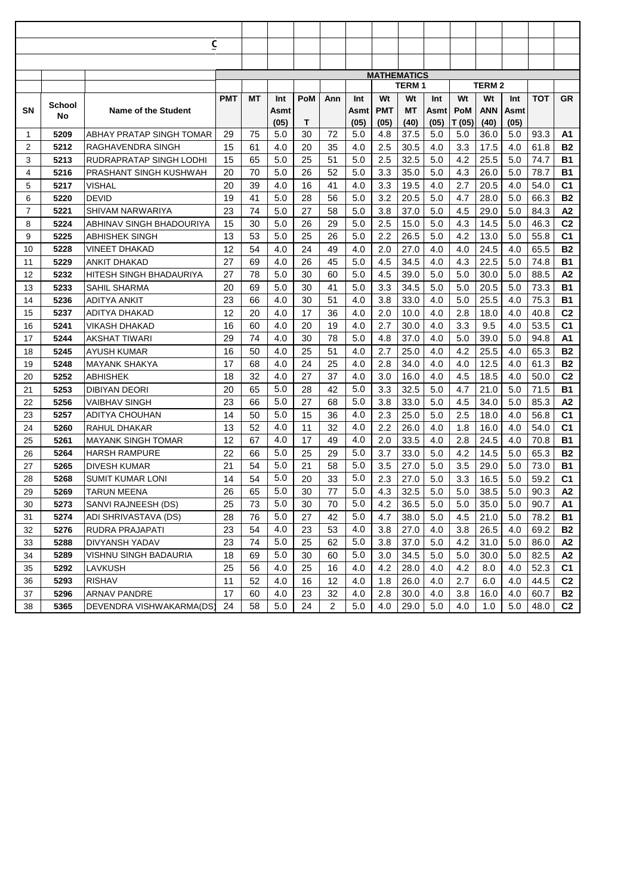C

| SN | School No | Name of the Student | MATHEMATICS | | | | | | | | | | | | | |
|---|---|---|---|---|---|---|---|---|---|---|---|---|---|---|---|---|
| | | | | | | | | | TERM 1 | | | TERM 2 | | | | |
| | | | PMT | MT | Int Asmt (05) | PoM T | Ann | Int Asmt (05) | Wt PMT (05) | Wt MT (40) | Int Asmt (05) | Wt PoM T (05) | Wt ANN (40) | Int Asmt (05) | TOT | GR |
| 1 | 5209 | ABHAY PRATAP SINGH TOMAR | 29 | 75 | 5.0 | 30 | 72 | 5.0 | 4.8 | 37.5 | 5.0 | 5.0 | 36.0 | 5.0 | 93.3 | A1 |
| 2 | 5212 | RAGHAVENDRA SINGH | 15 | 61 | 4.0 | 20 | 35 | 4.0 | 2.5 | 30.5 | 4.0 | 3.3 | 17.5 | 4.0 | 61.8 | B2 |
| 3 | 5213 | RUDRAPRATAP SINGH LODHI | 15 | 65 | 5.0 | 25 | 51 | 5.0 | 2.5 | 32.5 | 5.0 | 4.2 | 25.5 | 5.0 | 74.7 | B1 |
| 4 | 5216 | PRASHANT SINGH KUSHWAH | 20 | 70 | 5.0 | 26 | 52 | 5.0 | 3.3 | 35.0 | 5.0 | 4.3 | 26.0 | 5.0 | 78.7 | B1 |
| 5 | 5217 | VISHAL | 20 | 39 | 4.0 | 16 | 41 | 4.0 | 3.3 | 19.5 | 4.0 | 2.7 | 20.5 | 4.0 | 54.0 | C1 |
| 6 | 5220 | DEVID | 19 | 41 | 5.0 | 28 | 56 | 5.0 | 3.2 | 20.5 | 5.0 | 4.7 | 28.0 | 5.0 | 66.3 | B2 |
| 7 | 5221 | SHIVAM NARWARIYA | 23 | 74 | 5.0 | 27 | 58 | 5.0 | 3.8 | 37.0 | 5.0 | 4.5 | 29.0 | 5.0 | 84.3 | A2 |
| 8 | 5224 | ABHINAV SINGH BHADOURIYA | 15 | 30 | 5.0 | 26 | 29 | 5.0 | 2.5 | 15.0 | 5.0 | 4.3 | 14.5 | 5.0 | 46.3 | C2 |
| 9 | 5225 | ABHISHEK SINGH | 13 | 53 | 5.0 | 25 | 26 | 5.0 | 2.2 | 26.5 | 5.0 | 4.2 | 13.0 | 5.0 | 55.8 | C1 |
| 10 | 5228 | VINEET DHAKAD | 12 | 54 | 4.0 | 24 | 49 | 4.0 | 2.0 | 27.0 | 4.0 | 4.0 | 24.5 | 4.0 | 65.5 | B2 |
| 11 | 5229 | ANKIT DHAKAD | 27 | 69 | 4.0 | 26 | 45 | 5.0 | 4.5 | 34.5 | 4.0 | 4.3 | 22.5 | 5.0 | 74.8 | B1 |
| 12 | 5232 | HITESH SINGH BHADAURIYA | 27 | 78 | 5.0 | 30 | 60 | 5.0 | 4.5 | 39.0 | 5.0 | 5.0 | 30.0 | 5.0 | 88.5 | A2 |
| 13 | 5233 | SAHIL SHARMA | 20 | 69 | 5.0 | 30 | 41 | 5.0 | 3.3 | 34.5 | 5.0 | 5.0 | 20.5 | 5.0 | 73.3 | B1 |
| 14 | 5236 | ADITYA ANKIT | 23 | 66 | 4.0 | 30 | 51 | 4.0 | 3.8 | 33.0 | 4.0 | 5.0 | 25.5 | 4.0 | 75.3 | B1 |
| 15 | 5237 | ADITYA DHAKAD | 12 | 20 | 4.0 | 17 | 36 | 4.0 | 2.0 | 10.0 | 4.0 | 2.8 | 18.0 | 4.0 | 40.8 | C2 |
| 16 | 5241 | VIKASH DHAKAD | 16 | 60 | 4.0 | 20 | 19 | 4.0 | 2.7 | 30.0 | 4.0 | 3.3 | 9.5 | 4.0 | 53.5 | C1 |
| 17 | 5244 | AKSHAT TIWARI | 29 | 74 | 4.0 | 30 | 78 | 5.0 | 4.8 | 37.0 | 4.0 | 5.0 | 39.0 | 5.0 | 94.8 | A1 |
| 18 | 5245 | AYUSH KUMAR | 16 | 50 | 4.0 | 25 | 51 | 4.0 | 2.7 | 25.0 | 4.0 | 4.2 | 25.5 | 4.0 | 65.3 | B2 |
| 19 | 5248 | MAYANK SHAKYA | 17 | 68 | 4.0 | 24 | 25 | 4.0 | 2.8 | 34.0 | 4.0 | 4.0 | 12.5 | 4.0 | 61.3 | B2 |
| 20 | 5252 | ABHISHEK | 18 | 32 | 4.0 | 27 | 37 | 4.0 | 3.0 | 16.0 | 4.0 | 4.5 | 18.5 | 4.0 | 50.0 | C2 |
| 21 | 5253 | DIBIYAN DEORI | 20 | 65 | 5.0 | 28 | 42 | 5.0 | 3.3 | 32.5 | 5.0 | 4.7 | 21.0 | 5.0 | 71.5 | B1 |
| 22 | 5256 | VAIBHAV SINGH | 23 | 66 | 5.0 | 27 | 68 | 5.0 | 3.8 | 33.0 | 5.0 | 4.5 | 34.0 | 5.0 | 85.3 | A2 |
| 23 | 5257 | ADITYA CHOUHAN | 14 | 50 | 5.0 | 15 | 36 | 4.0 | 2.3 | 25.0 | 5.0 | 2.5 | 18.0 | 4.0 | 56.8 | C1 |
| 24 | 5260 | RAHUL DHAKAR | 13 | 52 | 4.0 | 11 | 32 | 4.0 | 2.2 | 26.0 | 4.0 | 1.8 | 16.0 | 4.0 | 54.0 | C1 |
| 25 | 5261 | MAYANK SINGH TOMAR | 12 | 67 | 4.0 | 17 | 49 | 4.0 | 2.0 | 33.5 | 4.0 | 2.8 | 24.5 | 4.0 | 70.8 | B1 |
| 26 | 5264 | HARSH RAMPURE | 22 | 66 | 5.0 | 25 | 29 | 5.0 | 3.7 | 33.0 | 5.0 | 4.2 | 14.5 | 5.0 | 65.3 | B2 |
| 27 | 5265 | DIVESH KUMAR | 21 | 54 | 5.0 | 21 | 58 | 5.0 | 3.5 | 27.0 | 5.0 | 3.5 | 29.0 | 5.0 | 73.0 | B1 |
| 28 | 5268 | SUMIT KUMAR LONI | 14 | 54 | 5.0 | 20 | 33 | 5.0 | 2.3 | 27.0 | 5.0 | 3.3 | 16.5 | 5.0 | 59.2 | C1 |
| 29 | 5269 | TARUN MEENA | 26 | 65 | 5.0 | 30 | 77 | 5.0 | 4.3 | 32.5 | 5.0 | 5.0 | 38.5 | 5.0 | 90.3 | A2 |
| 30 | 5273 | SANVI RAJNEESH (DS) | 25 | 73 | 5.0 | 30 | 70 | 5.0 | 4.2 | 36.5 | 5.0 | 5.0 | 35.0 | 5.0 | 90.7 | A1 |
| 31 | 5274 | ADI SHRIVASTAVA (DS) | 28 | 76 | 5.0 | 27 | 42 | 5.0 | 4.7 | 38.0 | 5.0 | 4.5 | 21.0 | 5.0 | 78.2 | B1 |
| 32 | 5276 | RUDRA PRAJAPATI | 23 | 54 | 4.0 | 23 | 53 | 4.0 | 3.8 | 27.0 | 4.0 | 3.8 | 26.5 | 4.0 | 69.2 | B2 |
| 33 | 5288 | DIVYANSH YADAV | 23 | 74 | 5.0 | 25 | 62 | 5.0 | 3.8 | 37.0 | 5.0 | 4.2 | 31.0 | 5.0 | 86.0 | A2 |
| 34 | 5289 | VISHNU SINGH BADAURIA | 18 | 69 | 5.0 | 30 | 60 | 5.0 | 3.0 | 34.5 | 5.0 | 5.0 | 30.0 | 5.0 | 82.5 | A2 |
| 35 | 5292 | LAVKUSH | 25 | 56 | 4.0 | 25 | 16 | 4.0 | 4.2 | 28.0 | 4.0 | 4.2 | 8.0 | 4.0 | 52.3 | C1 |
| 36 | 5293 | RISHAV | 11 | 52 | 4.0 | 16 | 12 | 4.0 | 1.8 | 26.0 | 4.0 | 2.7 | 6.0 | 4.0 | 44.5 | C2 |
| 37 | 5296 | ARNAV PANDRE | 17 | 60 | 4.0 | 23 | 32 | 4.0 | 2.8 | 30.0 | 4.0 | 3.8 | 16.0 | 4.0 | 60.7 | B2 |
| 38 | 5365 | DEVENDRA VISHWAKARMA(DS) | 24 | 58 | 5.0 | 24 | 2 | 5.0 | 4.0 | 29.0 | 5.0 | 4.0 | 1.0 | 5.0 | 48.0 | C2 |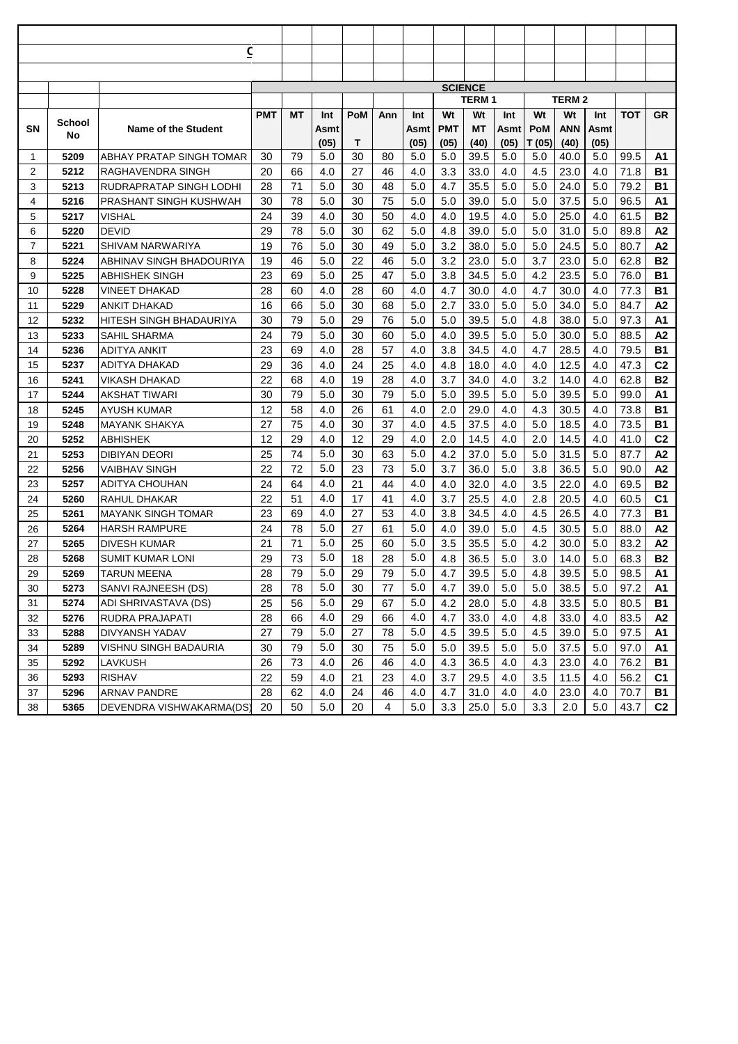C

| SN | School No | Name of the Student | PMT | MT | Int Asmt (05) | PoM T | Ann | Int Asmt (05) | Wt PMT (05) | Wt MT (40) | Int Asmt (05) | Wt PoM T (05) | Wt ANN (40) | Int Asmt (05) | TOT | GR |
|---|---|---|---|---|---|---|---|---|---|---|---|---|---|---|---|---|
| | | | SCIENCE | | | | | | | | | | | | | |
| | | | | | | | | | TERM 1 | | | TERM 2 | | | | |
| 1 | 5209 | ABHAY PRATAP SINGH TOMAR | 30 | 79 | 5.0 | 30 | 80 | 5.0 | 5.0 | 39.5 | 5.0 | 5.0 | 40.0 | 5.0 | 99.5 | A1 |
| 2 | 5212 | RAGHAVENDRA SINGH | 20 | 66 | 4.0 | 27 | 46 | 4.0 | 3.3 | 33.0 | 4.0 | 4.5 | 23.0 | 4.0 | 71.8 | B1 |
| 3 | 5213 | RUDRAPRATAP SINGH LODHI | 28 | 71 | 5.0 | 30 | 48 | 5.0 | 4.7 | 35.5 | 5.0 | 5.0 | 24.0 | 5.0 | 79.2 | B1 |
| 4 | 5216 | PRASHANT SINGH KUSHWAH | 30 | 78 | 5.0 | 30 | 75 | 5.0 | 5.0 | 39.0 | 5.0 | 5.0 | 37.5 | 5.0 | 96.5 | A1 |
| 5 | 5217 | VISHAL | 24 | 39 | 4.0 | 30 | 50 | 4.0 | 4.0 | 19.5 | 4.0 | 5.0 | 25.0 | 4.0 | 61.5 | B2 |
| 6 | 5220 | DEVID | 29 | 78 | 5.0 | 30 | 62 | 5.0 | 4.8 | 39.0 | 5.0 | 5.0 | 31.0 | 5.0 | 89.8 | A2 |
| 7 | 5221 | SHIVAM NARWARIYA | 19 | 76 | 5.0 | 30 | 49 | 5.0 | 3.2 | 38.0 | 5.0 | 5.0 | 24.5 | 5.0 | 80.7 | A2 |
| 8 | 5224 | ABHINAV SINGH BHADOURIYA | 19 | 46 | 5.0 | 22 | 46 | 5.0 | 3.2 | 23.0 | 5.0 | 3.7 | 23.0 | 5.0 | 62.8 | B2 |
| 9 | 5225 | ABHISHEK SINGH | 23 | 69 | 5.0 | 25 | 47 | 5.0 | 3.8 | 34.5 | 5.0 | 4.2 | 23.5 | 5.0 | 76.0 | B1 |
| 10 | 5228 | VINEET DHAKAD | 28 | 60 | 4.0 | 28 | 60 | 4.0 | 4.7 | 30.0 | 4.0 | 4.7 | 30.0 | 4.0 | 77.3 | B1 |
| 11 | 5229 | ANKIT DHAKAD | 16 | 66 | 5.0 | 30 | 68 | 5.0 | 2.7 | 33.0 | 5.0 | 5.0 | 34.0 | 5.0 | 84.7 | A2 |
| 12 | 5232 | HITESH SINGH BHADAURIYA | 30 | 79 | 5.0 | 29 | 76 | 5.0 | 5.0 | 39.5 | 5.0 | 4.8 | 38.0 | 5.0 | 97.3 | A1 |
| 13 | 5233 | SAHIL SHARMA | 24 | 79 | 5.0 | 30 | 60 | 5.0 | 4.0 | 39.5 | 5.0 | 5.0 | 30.0 | 5.0 | 88.5 | A2 |
| 14 | 5236 | ADITYA ANKIT | 23 | 69 | 4.0 | 28 | 57 | 4.0 | 3.8 | 34.5 | 4.0 | 4.7 | 28.5 | 4.0 | 79.5 | B1 |
| 15 | 5237 | ADITYA DHAKAD | 29 | 36 | 4.0 | 24 | 25 | 4.0 | 4.8 | 18.0 | 4.0 | 4.0 | 12.5 | 4.0 | 47.3 | C2 |
| 16 | 5241 | VIKASH DHAKAD | 22 | 68 | 4.0 | 19 | 28 | 4.0 | 3.7 | 34.0 | 4.0 | 3.2 | 14.0 | 4.0 | 62.8 | B2 |
| 17 | 5244 | AKSHAT TIWARI | 30 | 79 | 5.0 | 30 | 79 | 5.0 | 5.0 | 39.5 | 5.0 | 5.0 | 39.5 | 5.0 | 99.0 | A1 |
| 18 | 5245 | AYUSH KUMAR | 12 | 58 | 4.0 | 26 | 61 | 4.0 | 2.0 | 29.0 | 4.0 | 4.3 | 30.5 | 4.0 | 73.8 | B1 |
| 19 | 5248 | MAYANK SHAKYA | 27 | 75 | 4.0 | 30 | 37 | 4.0 | 4.5 | 37.5 | 4.0 | 5.0 | 18.5 | 4.0 | 73.5 | B1 |
| 20 | 5252 | ABHISHEK | 12 | 29 | 4.0 | 12 | 29 | 4.0 | 2.0 | 14.5 | 4.0 | 2.0 | 14.5 | 4.0 | 41.0 | C2 |
| 21 | 5253 | DIBIYAN DEORI | 25 | 74 | 5.0 | 30 | 63 | 5.0 | 4.2 | 37.0 | 5.0 | 5.0 | 31.5 | 5.0 | 87.7 | A2 |
| 22 | 5256 | VAIBHAV SINGH | 22 | 72 | 5.0 | 23 | 73 | 5.0 | 3.7 | 36.0 | 5.0 | 3.8 | 36.5 | 5.0 | 90.0 | A2 |
| 23 | 5257 | ADITYA CHOUHAN | 24 | 64 | 4.0 | 21 | 44 | 4.0 | 4.0 | 32.0 | 4.0 | 3.5 | 22.0 | 4.0 | 69.5 | B2 |
| 24 | 5260 | RAHUL DHAKAR | 22 | 51 | 4.0 | 17 | 41 | 4.0 | 3.7 | 25.5 | 4.0 | 2.8 | 20.5 | 4.0 | 60.5 | C1 |
| 25 | 5261 | MAYANK SINGH TOMAR | 23 | 69 | 4.0 | 27 | 53 | 4.0 | 3.8 | 34.5 | 4.0 | 4.5 | 26.5 | 4.0 | 77.3 | B1 |
| 26 | 5264 | HARSH RAMPURE | 24 | 78 | 5.0 | 27 | 61 | 5.0 | 4.0 | 39.0 | 5.0 | 4.5 | 30.5 | 5.0 | 88.0 | A2 |
| 27 | 5265 | DIVESH KUMAR | 21 | 71 | 5.0 | 25 | 60 | 5.0 | 3.5 | 35.5 | 5.0 | 4.2 | 30.0 | 5.0 | 83.2 | A2 |
| 28 | 5268 | SUMIT KUMAR LONI | 29 | 73 | 5.0 | 18 | 28 | 5.0 | 4.8 | 36.5 | 5.0 | 3.0 | 14.0 | 5.0 | 68.3 | B2 |
| 29 | 5269 | TARUN MEENA | 28 | 79 | 5.0 | 29 | 79 | 5.0 | 4.7 | 39.5 | 5.0 | 4.8 | 39.5 | 5.0 | 98.5 | A1 |
| 30 | 5273 | SANVI RAJNEESH (DS) | 28 | 78 | 5.0 | 30 | 77 | 5.0 | 4.7 | 39.0 | 5.0 | 5.0 | 38.5 | 5.0 | 97.2 | A1 |
| 31 | 5274 | ADI SHRIVASTAVA (DS) | 25 | 56 | 5.0 | 29 | 67 | 5.0 | 4.2 | 28.0 | 5.0 | 4.8 | 33.5 | 5.0 | 80.5 | B1 |
| 32 | 5276 | RUDRA PRAJAPATI | 28 | 66 | 4.0 | 29 | 66 | 4.0 | 4.7 | 33.0 | 4.0 | 4.8 | 33.0 | 4.0 | 83.5 | A2 |
| 33 | 5288 | DIVYANSH YADAV | 27 | 79 | 5.0 | 27 | 78 | 5.0 | 4.5 | 39.5 | 5.0 | 4.5 | 39.0 | 5.0 | 97.5 | A1 |
| 34 | 5289 | VISHNU SINGH BADAURIA | 30 | 79 | 5.0 | 30 | 75 | 5.0 | 5.0 | 39.5 | 5.0 | 5.0 | 37.5 | 5.0 | 97.0 | A1 |
| 35 | 5292 | LAVKUSH | 26 | 73 | 4.0 | 26 | 46 | 4.0 | 4.3 | 36.5 | 4.0 | 4.3 | 23.0 | 4.0 | 76.2 | B1 |
| 36 | 5293 | RISHAV | 22 | 59 | 4.0 | 21 | 23 | 4.0 | 3.7 | 29.5 | 4.0 | 3.5 | 11.5 | 4.0 | 56.2 | C1 |
| 37 | 5296 | ARNAV PANDRE | 28 | 62 | 4.0 | 24 | 46 | 4.0 | 4.7 | 31.0 | 4.0 | 4.0 | 23.0 | 4.0 | 70.7 | B1 |
| 38 | 5365 | DEVENDRA VISHWAKARMA(DS) | 20 | 50 | 5.0 | 20 | 4 | 5.0 | 3.3 | 25.0 | 5.0 | 3.3 | 2.0 | 5.0 | 43.7 | C2 |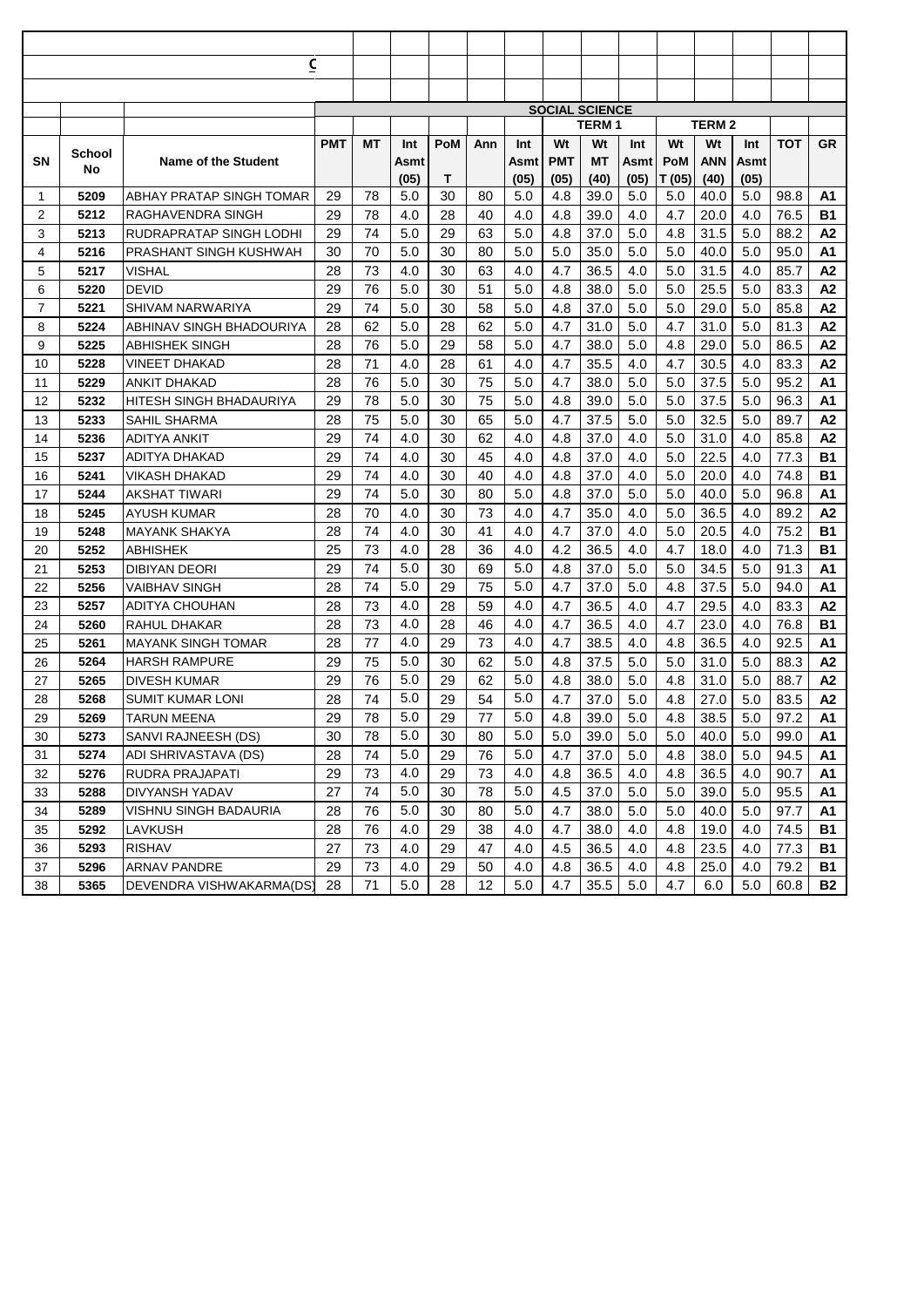C

| | | | SOCIAL SCIENCE | | | | | | | | | | | | | |
|---|---|---|---|---|---|---|---|---|---|---|---|---|---|---|---|---|
| | | | | | | | | | TERM 1 | | | TERM 2 | | | | |
| SN | School No | Name of the Student | PMT | MT | Int Asmt (05) | PoM T | Ann | Int Asmt (05) | Wt PMT (05) | Wt MT (40) | Int Asmt (05) | Wt PoM T (05) | Wt ANN (40) | Int Asmt (05) | TOT | GR |
| 1 | 5209 | ABHAY PRATAP SINGH TOMAR | 29 | 78 | 5.0 | 30 | 80 | 5.0 | 4.8 | 39.0 | 5.0 | 5.0 | 40.0 | 5.0 | 98.8 | A1 |
| 2 | 5212 | RAGHAVENDRA SINGH | 29 | 78 | 4.0 | 28 | 40 | 4.0 | 4.8 | 39.0 | 4.0 | 4.7 | 20.0 | 4.0 | 76.5 | B1 |
| 3 | 5213 | RUDRAPRATAP SINGH LODHI | 29 | 74 | 5.0 | 29 | 63 | 5.0 | 4.8 | 37.0 | 5.0 | 4.8 | 31.5 | 5.0 | 88.2 | A2 |
| 4 | 5216 | PRASHANT SINGH KUSHWAH | 30 | 70 | 5.0 | 30 | 80 | 5.0 | 5.0 | 35.0 | 5.0 | 5.0 | 40.0 | 5.0 | 95.0 | A1 |
| 5 | 5217 | VISHAL | 28 | 73 | 4.0 | 30 | 63 | 4.0 | 4.7 | 36.5 | 4.0 | 5.0 | 31.5 | 4.0 | 85.7 | A2 |
| 6 | 5220 | DEVID | 29 | 76 | 5.0 | 30 | 51 | 5.0 | 4.8 | 38.0 | 5.0 | 5.0 | 25.5 | 5.0 | 83.3 | A2 |
| 7 | 5221 | SHIVAM NARWARIYA | 29 | 74 | 5.0 | 30 | 58 | 5.0 | 4.8 | 37.0 | 5.0 | 5.0 | 29.0 | 5.0 | 85.8 | A2 |
| 8 | 5224 | ABHINAV SINGH BHADOURIYA | 28 | 62 | 5.0 | 28 | 62 | 5.0 | 4.7 | 31.0 | 5.0 | 4.7 | 31.0 | 5.0 | 81.3 | A2 |
| 9 | 5225 | ABHISHEK SINGH | 28 | 76 | 5.0 | 29 | 58 | 5.0 | 4.7 | 38.0 | 5.0 | 4.8 | 29.0 | 5.0 | 86.5 | A2 |
| 10 | 5228 | VINEET DHAKAD | 28 | 71 | 4.0 | 28 | 61 | 4.0 | 4.7 | 35.5 | 4.0 | 4.7 | 30.5 | 4.0 | 83.3 | A2 |
| 11 | 5229 | ANKIT DHAKAD | 28 | 76 | 5.0 | 30 | 75 | 5.0 | 4.7 | 38.0 | 5.0 | 5.0 | 37.5 | 5.0 | 95.2 | A1 |
| 12 | 5232 | HITESH SINGH BHADAURIYA | 29 | 78 | 5.0 | 30 | 75 | 5.0 | 4.8 | 39.0 | 5.0 | 5.0 | 37.5 | 5.0 | 96.3 | A1 |
| 13 | 5233 | SAHIL SHARMA | 28 | 75 | 5.0 | 30 | 65 | 5.0 | 4.7 | 37.5 | 5.0 | 5.0 | 32.5 | 5.0 | 89.7 | A2 |
| 14 | 5236 | ADITYA ANKIT | 29 | 74 | 4.0 | 30 | 62 | 4.0 | 4.8 | 37.0 | 4.0 | 5.0 | 31.0 | 4.0 | 85.8 | A2 |
| 15 | 5237 | ADITYA DHAKAD | 29 | 74 | 4.0 | 30 | 45 | 4.0 | 4.8 | 37.0 | 4.0 | 5.0 | 22.5 | 4.0 | 77.3 | B1 |
| 16 | 5241 | VIKASH DHAKAD | 29 | 74 | 4.0 | 30 | 40 | 4.0 | 4.8 | 37.0 | 4.0 | 5.0 | 20.0 | 4.0 | 74.8 | B1 |
| 17 | 5244 | AKSHAT TIWARI | 29 | 74 | 5.0 | 30 | 80 | 5.0 | 4.8 | 37.0 | 5.0 | 5.0 | 40.0 | 5.0 | 96.8 | A1 |
| 18 | 5245 | AYUSH KUMAR | 28 | 70 | 4.0 | 30 | 73 | 4.0 | 4.7 | 35.0 | 4.0 | 5.0 | 36.5 | 4.0 | 89.2 | A2 |
| 19 | 5248 | MAYANK SHAKYA | 28 | 74 | 4.0 | 30 | 41 | 4.0 | 4.7 | 37.0 | 4.0 | 5.0 | 20.5 | 4.0 | 75.2 | B1 |
| 20 | 5252 | ABHISHEK | 25 | 73 | 4.0 | 28 | 36 | 4.0 | 4.2 | 36.5 | 4.0 | 4.7 | 18.0 | 4.0 | 71.3 | B1 |
| 21 | 5253 | DIBIYAN DEORI | 29 | 74 | 5.0 | 30 | 69 | 5.0 | 4.8 | 37.0 | 5.0 | 5.0 | 34.5 | 5.0 | 91.3 | A1 |
| 22 | 5256 | VAIBHAV SINGH | 28 | 74 | 5.0 | 29 | 75 | 5.0 | 4.7 | 37.0 | 5.0 | 4.8 | 37.5 | 5.0 | 94.0 | A1 |
| 23 | 5257 | ADITYA CHOUHAN | 28 | 73 | 4.0 | 28 | 59 | 4.0 | 4.7 | 36.5 | 4.0 | 4.7 | 29.5 | 4.0 | 83.3 | A2 |
| 24 | 5260 | RAHUL DHAKAR | 28 | 73 | 4.0 | 28 | 46 | 4.0 | 4.7 | 36.5 | 4.0 | 4.7 | 23.0 | 4.0 | 76.8 | B1 |
| 25 | 5261 | MAYANK SINGH TOMAR | 28 | 77 | 4.0 | 29 | 73 | 4.0 | 4.7 | 38.5 | 4.0 | 4.8 | 36.5 | 4.0 | 92.5 | A1 |
| 26 | 5264 | HARSH RAMPURE | 29 | 75 | 5.0 | 30 | 62 | 5.0 | 4.8 | 37.5 | 5.0 | 5.0 | 31.0 | 5.0 | 88.3 | A2 |
| 27 | 5265 | DIVESH KUMAR | 29 | 76 | 5.0 | 29 | 62 | 5.0 | 4.8 | 38.0 | 5.0 | 4.8 | 31.0 | 5.0 | 88.7 | A2 |
| 28 | 5268 | SUMIT KUMAR LONI | 28 | 74 | 5.0 | 29 | 54 | 5.0 | 4.7 | 37.0 | 5.0 | 4.8 | 27.0 | 5.0 | 83.5 | A2 |
| 29 | 5269 | TARUN MEENA | 29 | 78 | 5.0 | 29 | 77 | 5.0 | 4.8 | 39.0 | 5.0 | 4.8 | 38.5 | 5.0 | 97.2 | A1 |
| 30 | 5273 | SANVI RAJNEESH (DS) | 30 | 78 | 5.0 | 30 | 80 | 5.0 | 5.0 | 39.0 | 5.0 | 5.0 | 40.0 | 5.0 | 99.0 | A1 |
| 31 | 5274 | ADI SHRIVASTAVA (DS) | 28 | 74 | 5.0 | 29 | 76 | 5.0 | 4.7 | 37.0 | 5.0 | 4.8 | 38.0 | 5.0 | 94.5 | A1 |
| 32 | 5276 | RUDRA PRAJAPATI | 29 | 73 | 4.0 | 29 | 73 | 4.0 | 4.8 | 36.5 | 4.0 | 4.8 | 36.5 | 4.0 | 90.7 | A1 |
| 33 | 5288 | DIVYANSH YADAV | 27 | 74 | 5.0 | 30 | 78 | 5.0 | 4.5 | 37.0 | 5.0 | 5.0 | 39.0 | 5.0 | 95.5 | A1 |
| 34 | 5289 | VISHNU SINGH BADAURIA | 28 | 76 | 5.0 | 30 | 80 | 5.0 | 4.7 | 38.0 | 5.0 | 5.0 | 40.0 | 5.0 | 97.7 | A1 |
| 35 | 5292 | LAVKUSH | 28 | 76 | 4.0 | 29 | 38 | 4.0 | 4.7 | 38.0 | 4.0 | 4.8 | 19.0 | 4.0 | 74.5 | B1 |
| 36 | 5293 | RISHAV | 27 | 73 | 4.0 | 29 | 47 | 4.0 | 4.5 | 36.5 | 4.0 | 4.8 | 23.5 | 4.0 | 77.3 | B1 |
| 37 | 5296 | ARNAV PANDRE | 29 | 73 | 4.0 | 29 | 50 | 4.0 | 4.8 | 36.5 | 4.0 | 4.8 | 25.0 | 4.0 | 79.2 | B1 |
| 38 | 5365 | DEVENDRA VISHWAKARMA(DS) | 28 | 71 | 5.0 | 28 | 12 | 5.0 | 4.7 | 35.5 | 5.0 | 4.7 | 6.0 | 5.0 | 60.8 | B2 |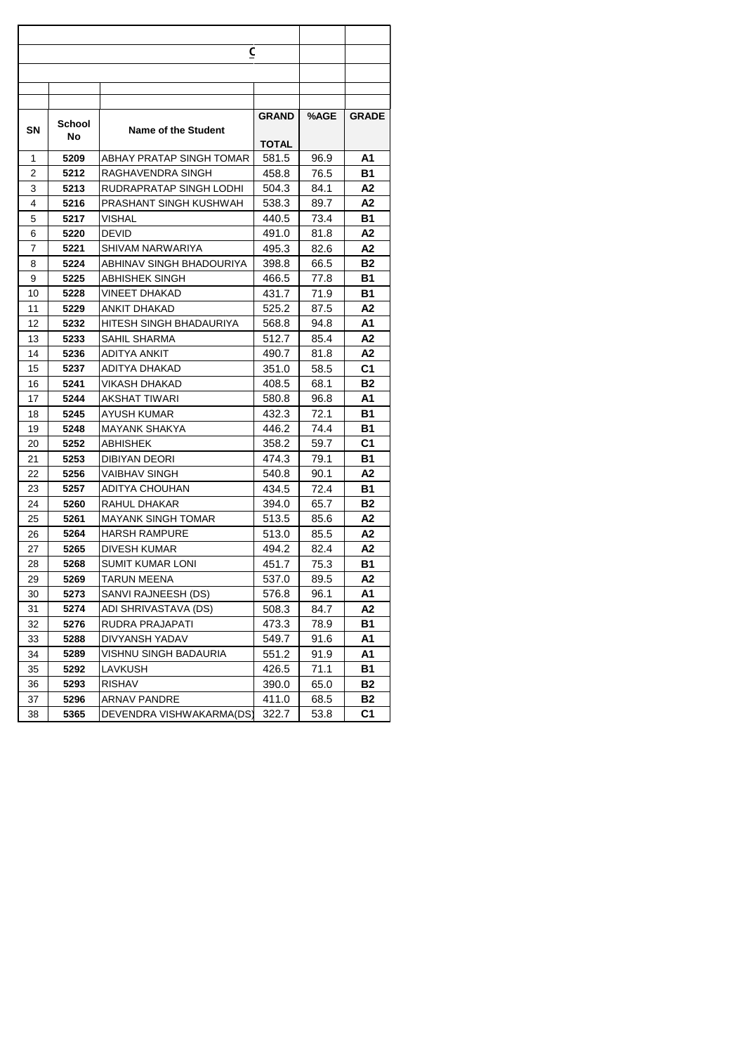C

| SN | School No | Name of the Student | GRAND TOTAL | %AGE | GRADE |
|---|---|---|---|---|---|
| 1 | 5209 | ABHAY PRATAP SINGH TOMAR | 581.5 | 96.9 | A1 |
| 2 | 5212 | RAGHAVENDRA SINGH | 458.8 | 76.5 | B1 |
| 3 | 5213 | RUDRAPRATAP SINGH LODHI | 504.3 | 84.1 | A2 |
| 4 | 5216 | PRASHANT SINGH KUSHWAH | 538.3 | 89.7 | A2 |
| 5 | 5217 | VISHAL | 440.5 | 73.4 | B1 |
| 6 | 5220 | DEVID | 491.0 | 81.8 | A2 |
| 7 | 5221 | SHIVAM NARWARIYA | 495.3 | 82.6 | A2 |
| 8 | 5224 | ABHINAV SINGH BHADOURIYA | 398.8 | 66.5 | B2 |
| 9 | 5225 | ABHISHEK SINGH | 466.5 | 77.8 | B1 |
| 10 | 5228 | VINEET DHAKAD | 431.7 | 71.9 | B1 |
| 11 | 5229 | ANKIT DHAKAD | 525.2 | 87.5 | A2 |
| 12 | 5232 | HITESH SINGH BHADAURIYA | 568.8 | 94.8 | A1 |
| 13 | 5233 | SAHIL SHARMA | 512.7 | 85.4 | A2 |
| 14 | 5236 | ADITYA ANKIT | 490.7 | 81.8 | A2 |
| 15 | 5237 | ADITYA DHAKAD | 351.0 | 58.5 | C1 |
| 16 | 5241 | VIKASH DHAKAD | 408.5 | 68.1 | B2 |
| 17 | 5244 | AKSHAT TIWARI | 580.8 | 96.8 | A1 |
| 18 | 5245 | AYUSH KUMAR | 432.3 | 72.1 | B1 |
| 19 | 5248 | MAYANK SHAKYA | 446.2 | 74.4 | B1 |
| 20 | 5252 | ABHISHEK | 358.2 | 59.7 | C1 |
| 21 | 5253 | DIBIYAN DEORI | 474.3 | 79.1 | B1 |
| 22 | 5256 | VAIBHAV SINGH | 540.8 | 90.1 | A2 |
| 23 | 5257 | ADITYA CHOUHAN | 434.5 | 72.4 | B1 |
| 24 | 5260 | RAHUL DHAKAR | 394.0 | 65.7 | B2 |
| 25 | 5261 | MAYANK SINGH TOMAR | 513.5 | 85.6 | A2 |
| 26 | 5264 | HARSH RAMPURE | 513.0 | 85.5 | A2 |
| 27 | 5265 | DIVESH KUMAR | 494.2 | 82.4 | A2 |
| 28 | 5268 | SUMIT KUMAR LONI | 451.7 | 75.3 | B1 |
| 29 | 5269 | TARUN MEENA | 537.0 | 89.5 | A2 |
| 30 | 5273 | SANVI RAJNEESH (DS) | 576.8 | 96.1 | A1 |
| 31 | 5274 | ADI SHRIVASTAVA (DS) | 508.3 | 84.7 | A2 |
| 32 | 5276 | RUDRA PRAJAPATI | 473.3 | 78.9 | B1 |
| 33 | 5288 | DIVYANSH YADAV | 549.7 | 91.6 | A1 |
| 34 | 5289 | VISHNU SINGH BADAURIA | 551.2 | 91.9 | A1 |
| 35 | 5292 | LAVKUSH | 426.5 | 71.1 | B1 |
| 36 | 5293 | RISHAV | 390.0 | 65.0 | B2 |
| 37 | 5296 | ARNAV PANDRE | 411.0 | 68.5 | B2 |
| 38 | 5365 | DEVENDRA VISHWAKARMA(DS) | 322.7 | 53.8 | C1 |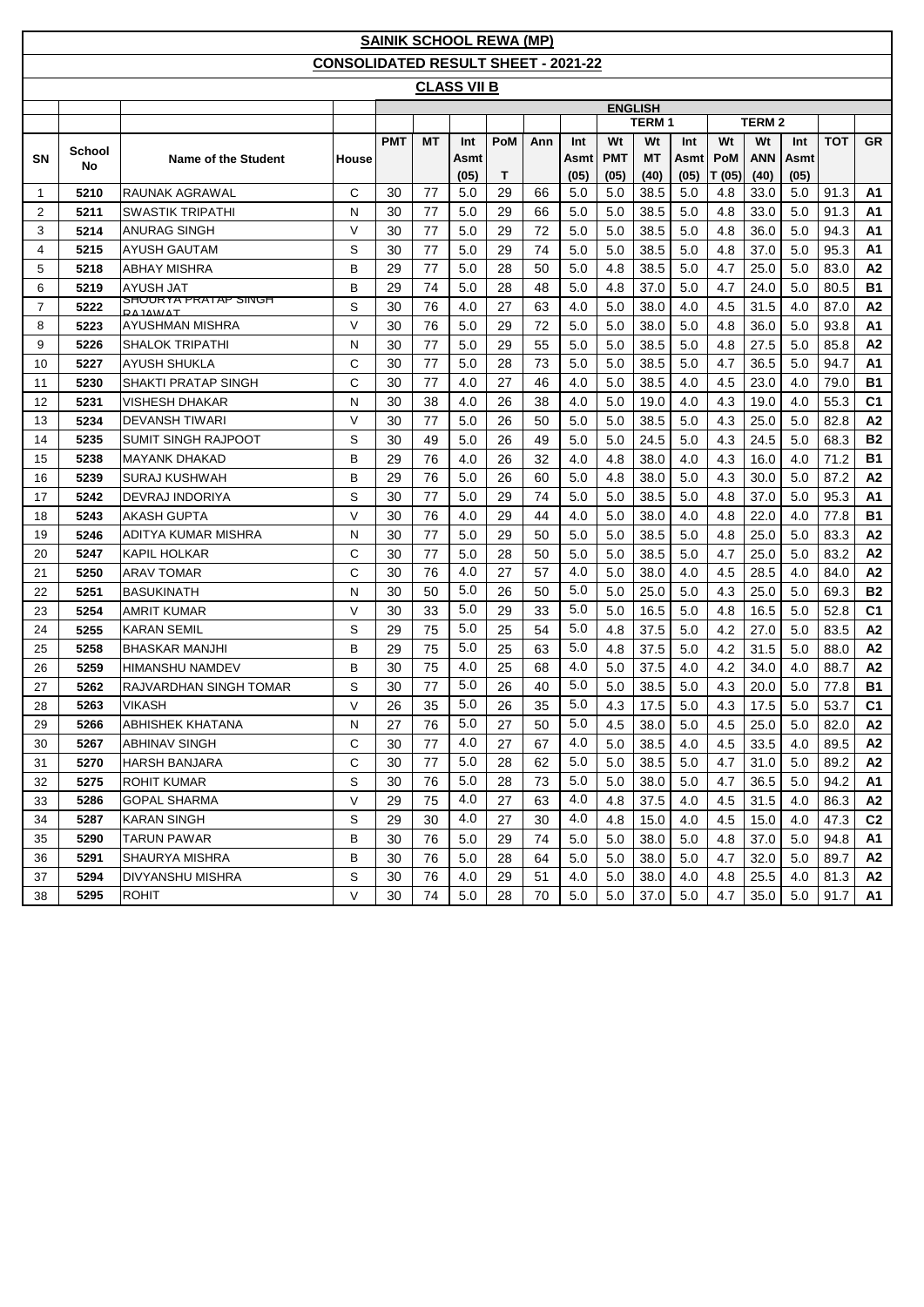# SAINIK SCHOOL REWA (MP)

## CONSOLIDATED RESULT SHEET - 2021-22

### CLASS VII B

| SN | School No | Name of the Student | House | ENGLISH | | | | | | | | | | | | | |
|---|---|---|---|---|---|---|---|---|---|---|---|---|---|---|---|---|---|
| | | | | | | | | | | TERM 1 | | | TERM 2 | | | | |
| | | | | PMT | MT | Int Asmt (05) | PoM T | Ann | Int Asmt (05) | Wt PMT (05) | Wt MT (40) | Int Asmt (05) | Wt PoM T (05) | Wt ANN (40) | Int Asmt (05) | TOT | GR |
| 1 | 5210 | RAUNAK AGRAWAL | C | 30 | 77 | 5.0 | 29 | 66 | 5.0 | 5.0 | 38.5 | 5.0 | 4.8 | 33.0 | 5.0 | 91.3 | A1 |
| 2 | 5211 | SWASTIK TRIPATHI | N | 30 | 77 | 5.0 | 29 | 66 | 5.0 | 5.0 | 38.5 | 5.0 | 4.8 | 33.0 | 5.0 | 91.3 | A1 |
| 3 | 5214 | ANURAG SINGH | V | 30 | 77 | 5.0 | 29 | 72 | 5.0 | 5.0 | 38.5 | 5.0 | 4.8 | 36.0 | 5.0 | 94.3 | A1 |
| 4 | 5215 | AYUSH GAUTAM | S | 30 | 77 | 5.0 | 29 | 74 | 5.0 | 5.0 | 38.5 | 5.0 | 4.8 | 37.0 | 5.0 | 95.3 | A1 |
| 5 | 5218 | ABHAY MISHRA | B | 29 | 77 | 5.0 | 28 | 50 | 5.0 | 4.8 | 38.5 | 5.0 | 4.7 | 25.0 | 5.0 | 83.0 | A2 |
| 6 | 5219 | AYUSH JAT | B | 29 | 74 | 5.0 | 28 | 48 | 5.0 | 4.8 | 37.0 | 5.0 | 4.7 | 24.0 | 5.0 | 80.5 | B1 |
| 7 | 5222 | SHOURYA PRATAP SINGH RAJAWAT | S | 30 | 76 | 4.0 | 27 | 63 | 4.0 | 5.0 | 38.0 | 4.0 | 4.5 | 31.5 | 4.0 | 87.0 | A2 |
| 8 | 5223 | AYUSHMAN MISHRA | V | 30 | 76 | 5.0 | 29 | 72 | 5.0 | 5.0 | 38.0 | 5.0 | 4.8 | 36.0 | 5.0 | 93.8 | A1 |
| 9 | 5226 | SHALOK TRIPATHI | N | 30 | 77 | 5.0 | 29 | 55 | 5.0 | 5.0 | 38.5 | 5.0 | 4.8 | 27.5 | 5.0 | 85.8 | A2 |
| 10 | 5227 | AYUSH SHUKLA | C | 30 | 77 | 5.0 | 28 | 73 | 5.0 | 5.0 | 38.5 | 5.0 | 4.7 | 36.5 | 5.0 | 94.7 | A1 |
| 11 | 5230 | SHAKTI PRATAP SINGH | C | 30 | 77 | 4.0 | 27 | 46 | 4.0 | 5.0 | 38.5 | 4.0 | 4.5 | 23.0 | 4.0 | 79.0 | B1 |
| 12 | 5231 | VISHESH DHAKAR | N | 30 | 38 | 4.0 | 26 | 38 | 4.0 | 5.0 | 19.0 | 4.0 | 4.3 | 19.0 | 4.0 | 55.3 | C1 |
| 13 | 5234 | DEVANSH TIWARI | V | 30 | 77 | 5.0 | 26 | 50 | 5.0 | 5.0 | 38.5 | 5.0 | 4.3 | 25.0 | 5.0 | 82.8 | A2 |
| 14 | 5235 | SUMIT SINGH RAJPOOT | S | 30 | 49 | 5.0 | 26 | 49 | 5.0 | 5.0 | 24.5 | 5.0 | 4.3 | 24.5 | 5.0 | 68.3 | B2 |
| 15 | 5238 | MAYANK DHAKAD | B | 29 | 76 | 4.0 | 26 | 32 | 4.0 | 4.8 | 38.0 | 4.0 | 4.3 | 16.0 | 4.0 | 71.2 | B1 |
| 16 | 5239 | SURAJ KUSHWAH | B | 29 | 76 | 5.0 | 26 | 60 | 5.0 | 4.8 | 38.0 | 5.0 | 4.3 | 30.0 | 5.0 | 87.2 | A2 |
| 17 | 5242 | DEVRAJ INDORIYA | S | 30 | 77 | 5.0 | 29 | 74 | 5.0 | 5.0 | 38.5 | 5.0 | 4.8 | 37.0 | 5.0 | 95.3 | A1 |
| 18 | 5243 | AKASH GUPTA | V | 30 | 76 | 4.0 | 29 | 44 | 4.0 | 5.0 | 38.0 | 4.0 | 4.8 | 22.0 | 4.0 | 77.8 | B1 |
| 19 | 5246 | ADITYA KUMAR MISHRA | N | 30 | 77 | 5.0 | 29 | 50 | 5.0 | 5.0 | 38.5 | 5.0 | 4.8 | 25.0 | 5.0 | 83.3 | A2 |
| 20 | 5247 | KAPIL HOLKAR | C | 30 | 77 | 5.0 | 28 | 50 | 5.0 | 5.0 | 38.5 | 5.0 | 4.7 | 25.0 | 5.0 | 83.2 | A2 |
| 21 | 5250 | ARAV TOMAR | C | 30 | 76 | 4.0 | 27 | 57 | 4.0 | 5.0 | 38.0 | 4.0 | 4.5 | 28.5 | 4.0 | 84.0 | A2 |
| 22 | 5251 | BASUKINATH | N | 30 | 50 | 5.0 | 26 | 50 | 5.0 | 5.0 | 25.0 | 5.0 | 4.3 | 25.0 | 5.0 | 69.3 | B2 |
| 23 | 5254 | AMRIT KUMAR | V | 30 | 33 | 5.0 | 29 | 33 | 5.0 | 5.0 | 16.5 | 5.0 | 4.8 | 16.5 | 5.0 | 52.8 | C1 |
| 24 | 5255 | KARAN SEMIL | S | 29 | 75 | 5.0 | 25 | 54 | 5.0 | 4.8 | 37.5 | 5.0 | 4.2 | 27.0 | 5.0 | 83.5 | A2 |
| 25 | 5258 | BHASKAR MANJHI | B | 29 | 75 | 5.0 | 25 | 63 | 5.0 | 4.8 | 37.5 | 5.0 | 4.2 | 31.5 | 5.0 | 88.0 | A2 |
| 26 | 5259 | HIMANSHU NAMDEV | B | 30 | 75 | 4.0 | 25 | 68 | 4.0 | 5.0 | 37.5 | 4.0 | 4.2 | 34.0 | 4.0 | 88.7 | A2 |
| 27 | 5262 | RAJVARDHAN SINGH TOMAR | S | 30 | 77 | 5.0 | 26 | 40 | 5.0 | 5.0 | 38.5 | 5.0 | 4.3 | 20.0 | 5.0 | 77.8 | B1 |
| 28 | 5263 | VIKASH | V | 26 | 35 | 5.0 | 26 | 35 | 5.0 | 4.3 | 17.5 | 5.0 | 4.3 | 17.5 | 5.0 | 53.7 | C1 |
| 29 | 5266 | ABHISHEK KHATANA | N | 27 | 76 | 5.0 | 27 | 50 | 5.0 | 4.5 | 38.0 | 5.0 | 4.5 | 25.0 | 5.0 | 82.0 | A2 |
| 30 | 5267 | ABHINAV SINGH | C | 30 | 77 | 4.0 | 27 | 67 | 4.0 | 5.0 | 38.5 | 4.0 | 4.5 | 33.5 | 4.0 | 89.5 | A2 |
| 31 | 5270 | HARSH BANJARA | C | 30 | 77 | 5.0 | 28 | 62 | 5.0 | 5.0 | 38.5 | 5.0 | 4.7 | 31.0 | 5.0 | 89.2 | A2 |
| 32 | 5275 | ROHIT KUMAR | S | 30 | 76 | 5.0 | 28 | 73 | 5.0 | 5.0 | 38.0 | 5.0 | 4.7 | 36.5 | 5.0 | 94.2 | A1 |
| 33 | 5286 | GOPAL SHARMA | V | 29 | 75 | 4.0 | 27 | 63 | 4.0 | 4.8 | 37.5 | 4.0 | 4.5 | 31.5 | 4.0 | 86.3 | A2 |
| 34 | 5287 | KARAN SINGH | S | 29 | 30 | 4.0 | 27 | 30 | 4.0 | 4.8 | 15.0 | 4.0 | 4.5 | 15.0 | 4.0 | 47.3 | C2 |
| 35 | 5290 | TARUN PAWAR | B | 30 | 76 | 5.0 | 29 | 74 | 5.0 | 5.0 | 38.0 | 5.0 | 4.8 | 37.0 | 5.0 | 94.8 | A1 |
| 36 | 5291 | SHAURYA MISHRA | B | 30 | 76 | 5.0 | 28 | 64 | 5.0 | 5.0 | 38.0 | 5.0 | 4.7 | 32.0 | 5.0 | 89.7 | A2 |
| 37 | 5294 | DIVYANSHU MISHRA | S | 30 | 76 | 4.0 | 29 | 51 | 4.0 | 5.0 | 38.0 | 4.0 | 4.8 | 25.5 | 4.0 | 81.3 | A2 |
| 38 | 5295 | ROHIT | V | 30 | 74 | 5.0 | 28 | 70 | 5.0 | 5.0 | 37.0 | 5.0 | 4.7 | 35.0 | 5.0 | 91.7 | A1 |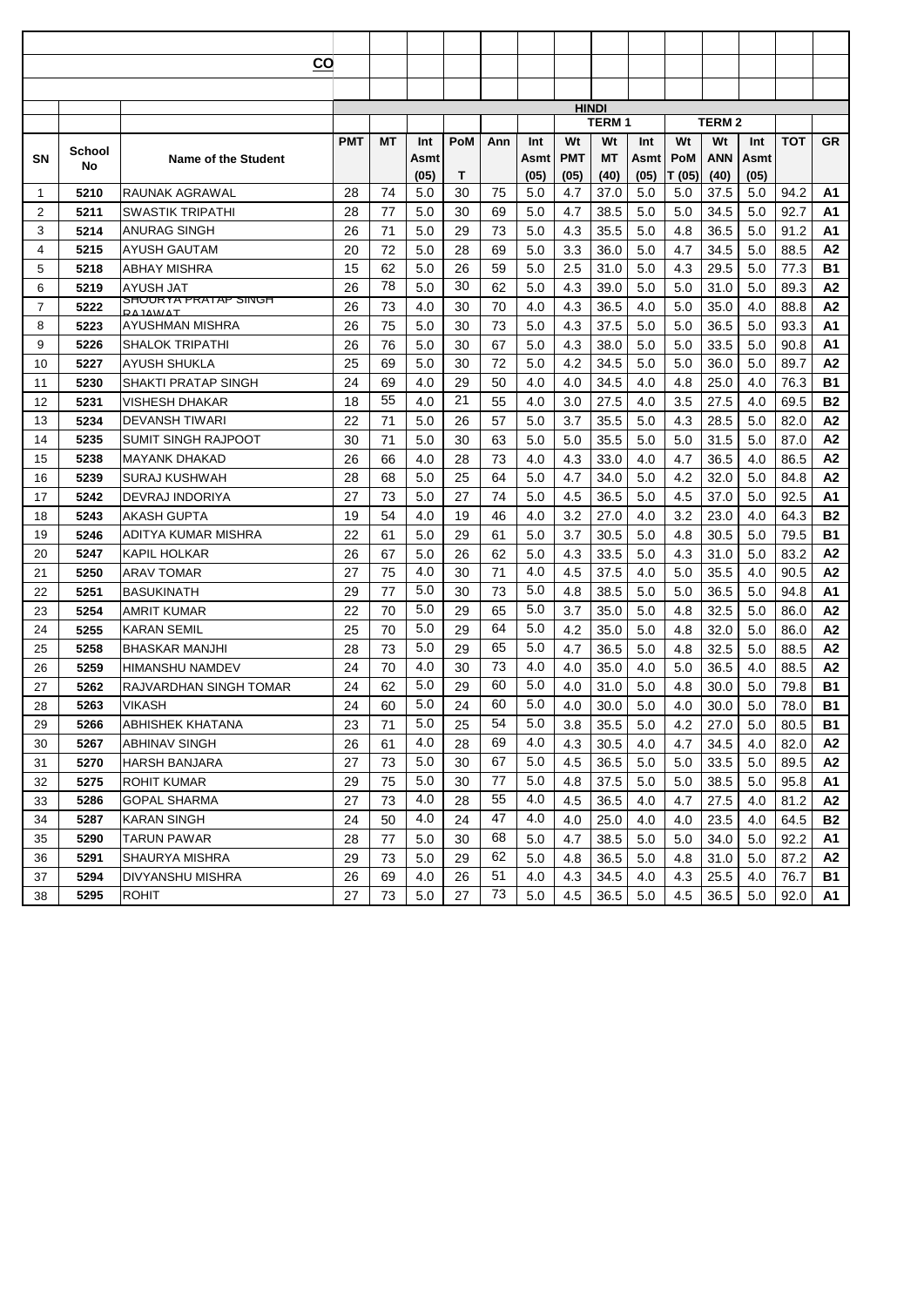**CO**

| SN | School No | Name of the Student | HINDI | | | | | | | | | | | | | | |
|---|---|---|---|---|---|---|---|---|---|---|---|---|---|---|---|---|---|
| | | | | | | | | | TERM 1 | | | TERM 2 | | | | | |
| | | | PMT | MT | Int Asmt (05) | PoM T | Ann | Int Asmt (05) | Wt PMT (05) | Wt MT (40) | Int Asmt (05) | Wt PoM T (05) | Wt ANN (40) | Int Asmt (05) | TOT | GR |
| 1 | 5210 | RAUNAK AGRAWAL | 28 | 74 | 5.0 | 30 | 75 | 5.0 | 4.7 | 37.0 | 5.0 | 5.0 | 37.5 | 5.0 | 94.2 | A1 |
| 2 | 5211 | SWASTIK TRIPATHI | 28 | 77 | 5.0 | 30 | 69 | 5.0 | 4.7 | 38.5 | 5.0 | 5.0 | 34.5 | 5.0 | 92.7 | A1 |
| 3 | 5214 | ANURAG SINGH | 26 | 71 | 5.0 | 29 | 73 | 5.0 | 4.3 | 35.5 | 5.0 | 4.8 | 36.5 | 5.0 | 91.2 | A1 |
| 4 | 5215 | AYUSH GAUTAM | 20 | 72 | 5.0 | 28 | 69 | 5.0 | 3.3 | 36.0 | 5.0 | 4.7 | 34.5 | 5.0 | 88.5 | A2 |
| 5 | 5218 | ABHAY MISHRA | 15 | 62 | 5.0 | 26 | 59 | 5.0 | 2.5 | 31.0 | 5.0 | 4.3 | 29.5 | 5.0 | 77.3 | B1 |
| 6 | 5219 | AYUSH JAT | 26 | 78 | 5.0 | 30 | 62 | 5.0 | 4.3 | 39.0 | 5.0 | 5.0 | 31.0 | 5.0 | 89.3 | A2 |
| 7 | 5222 | SHOURYA PRATAP SINGH RAJAWAT | 26 | 73 | 4.0 | 30 | 70 | 4.0 | 4.3 | 36.5 | 4.0 | 5.0 | 35.0 | 4.0 | 88.8 | A2 |
| 8 | 5223 | AYUSHMAN MISHRA | 26 | 75 | 5.0 | 30 | 73 | 5.0 | 4.3 | 37.5 | 5.0 | 5.0 | 36.5 | 5.0 | 93.3 | A1 |
| 9 | 5226 | SHALOK TRIPATHI | 26 | 76 | 5.0 | 30 | 67 | 5.0 | 4.3 | 38.0 | 5.0 | 5.0 | 33.5 | 5.0 | 90.8 | A1 |
| 10 | 5227 | AYUSH SHUKLA | 25 | 69 | 5.0 | 30 | 72 | 5.0 | 4.2 | 34.5 | 5.0 | 5.0 | 36.0 | 5.0 | 89.7 | A2 |
| 11 | 5230 | SHAKTI PRATAP SINGH | 24 | 69 | 4.0 | 29 | 50 | 4.0 | 4.0 | 34.5 | 4.0 | 4.8 | 25.0 | 4.0 | 76.3 | B1 |
| 12 | 5231 | VISHESH DHAKAR | 18 | 55 | 4.0 | 21 | 55 | 4.0 | 3.0 | 27.5 | 4.0 | 3.5 | 27.5 | 4.0 | 69.5 | B2 |
| 13 | 5234 | DEVANSH TIWARI | 22 | 71 | 5.0 | 26 | 57 | 5.0 | 3.7 | 35.5 | 5.0 | 4.3 | 28.5 | 5.0 | 82.0 | A2 |
| 14 | 5235 | SUMIT SINGH RAJPOOT | 30 | 71 | 5.0 | 30 | 63 | 5.0 | 5.0 | 35.5 | 5.0 | 5.0 | 31.5 | 5.0 | 87.0 | A2 |
| 15 | 5238 | MAYANK DHAKAD | 26 | 66 | 4.0 | 28 | 73 | 4.0 | 4.3 | 33.0 | 4.0 | 4.7 | 36.5 | 4.0 | 86.5 | A2 |
| 16 | 5239 | SURAJ KUSHWAH | 28 | 68 | 5.0 | 25 | 64 | 5.0 | 4.7 | 34.0 | 5.0 | 4.2 | 32.0 | 5.0 | 84.8 | A2 |
| 17 | 5242 | DEVRAJ INDORIYA | 27 | 73 | 5.0 | 27 | 74 | 5.0 | 4.5 | 36.5 | 5.0 | 4.5 | 37.0 | 5.0 | 92.5 | A1 |
| 18 | 5243 | AKASH GUPTA | 19 | 54 | 4.0 | 19 | 46 | 4.0 | 3.2 | 27.0 | 4.0 | 3.2 | 23.0 | 4.0 | 64.3 | B2 |
| 19 | 5246 | ADITYA KUMAR MISHRA | 22 | 61 | 5.0 | 29 | 61 | 5.0 | 3.7 | 30.5 | 5.0 | 4.8 | 30.5 | 5.0 | 79.5 | B1 |
| 20 | 5247 | KAPIL HOLKAR | 26 | 67 | 5.0 | 26 | 62 | 5.0 | 4.3 | 33.5 | 5.0 | 4.3 | 31.0 | 5.0 | 83.2 | A2 |
| 21 | 5250 | ARAV TOMAR | 27 | 75 | 4.0 | 30 | 71 | 4.0 | 4.5 | 37.5 | 4.0 | 5.0 | 35.5 | 4.0 | 90.5 | A2 |
| 22 | 5251 | BASUKINATH | 29 | 77 | 5.0 | 30 | 73 | 5.0 | 4.8 | 38.5 | 5.0 | 5.0 | 36.5 | 5.0 | 94.8 | A1 |
| 23 | 5254 | AMRIT KUMAR | 22 | 70 | 5.0 | 29 | 65 | 5.0 | 3.7 | 35.0 | 5.0 | 4.8 | 32.5 | 5.0 | 86.0 | A2 |
| 24 | 5255 | KARAN SEMIL | 25 | 70 | 5.0 | 29 | 64 | 5.0 | 4.2 | 35.0 | 5.0 | 4.8 | 32.0 | 5.0 | 86.0 | A2 |
| 25 | 5258 | BHASKAR MANJHI | 28 | 73 | 5.0 | 29 | 65 | 5.0 | 4.7 | 36.5 | 5.0 | 4.8 | 32.5 | 5.0 | 88.5 | A2 |
| 26 | 5259 | HIMANSHU NAMDEV | 24 | 70 | 4.0 | 30 | 73 | 4.0 | 4.0 | 35.0 | 4.0 | 5.0 | 36.5 | 4.0 | 88.5 | A2 |
| 27 | 5262 | RAJVARDHAN SINGH TOMAR | 24 | 62 | 5.0 | 29 | 60 | 5.0 | 4.0 | 31.0 | 5.0 | 4.8 | 30.0 | 5.0 | 79.8 | B1 |
| 28 | 5263 | VIKASH | 24 | 60 | 5.0 | 24 | 60 | 5.0 | 4.0 | 30.0 | 5.0 | 4.0 | 30.0 | 5.0 | 78.0 | B1 |
| 29 | 5266 | ABHISHEK KHATANA | 23 | 71 | 5.0 | 25 | 54 | 5.0 | 3.8 | 35.5 | 5.0 | 4.2 | 27.0 | 5.0 | 80.5 | B1 |
| 30 | 5267 | ABHINAV SINGH | 26 | 61 | 4.0 | 28 | 69 | 4.0 | 4.3 | 30.5 | 4.0 | 4.7 | 34.5 | 4.0 | 82.0 | A2 |
| 31 | 5270 | HARSH BANJARA | 27 | 73 | 5.0 | 30 | 67 | 5.0 | 4.5 | 36.5 | 5.0 | 5.0 | 33.5 | 5.0 | 89.5 | A2 |
| 32 | 5275 | ROHIT KUMAR | 29 | 75 | 5.0 | 30 | 77 | 5.0 | 4.8 | 37.5 | 5.0 | 5.0 | 38.5 | 5.0 | 95.8 | A1 |
| 33 | 5286 | GOPAL SHARMA | 27 | 73 | 4.0 | 28 | 55 | 4.0 | 4.5 | 36.5 | 4.0 | 4.7 | 27.5 | 4.0 | 81.2 | A2 |
| 34 | 5287 | KARAN SINGH | 24 | 50 | 4.0 | 24 | 47 | 4.0 | 4.0 | 25.0 | 4.0 | 4.0 | 23.5 | 4.0 | 64.5 | B2 |
| 35 | 5290 | TARUN PAWAR | 28 | 77 | 5.0 | 30 | 68 | 5.0 | 4.7 | 38.5 | 5.0 | 5.0 | 34.0 | 5.0 | 92.2 | A1 |
| 36 | 5291 | SHAURYA MISHRA | 29 | 73 | 5.0 | 29 | 62 | 5.0 | 4.8 | 36.5 | 5.0 | 4.8 | 31.0 | 5.0 | 87.2 | A2 |
| 37 | 5294 | DIVYANSHU MISHRA | 26 | 69 | 4.0 | 26 | 51 | 4.0 | 4.3 | 34.5 | 4.0 | 4.3 | 25.5 | 4.0 | 76.7 | B1 |
| 38 | 5295 | ROHIT | 27 | 73 | 5.0 | 27 | 73 | 5.0 | 4.5 | 36.5 | 5.0 | 4.5 | 36.5 | 5.0 | 92.0 | A1 |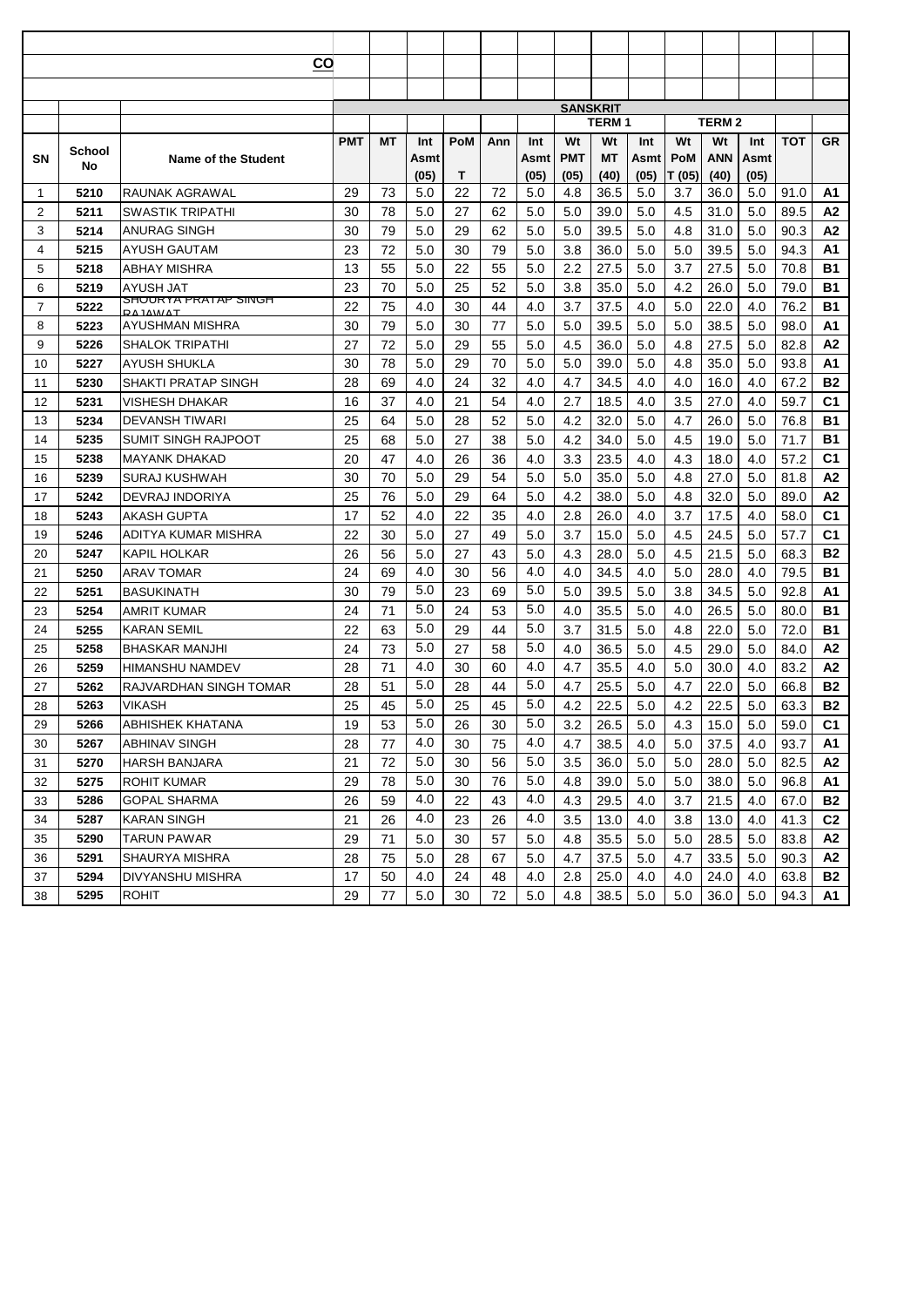| | | CO | | | | | | | | | | | | | | | |
|---|---|---|---|---|---|---|---|---|---|---|---|---|---|---|---|---|---|
| | | | SANSKRIT | | | | | | | | | | | | | | |
| | | | | | | | | | TERM 1 | | | | TERM 2 | | | | |
| SN | School No | Name of the Student | PMT | MT | Int Asmt (05) | PoM T | Ann | Int Asmt (05) | Wt PMT (05) | Wt MT (40) | Int Asmt (05) | Wt PoM T (05) | Wt ANN (40) | Int Asmt (05) | TOT | GR |
| 1 | 5210 | RAUNAK AGRAWAL | 29 | 73 | 5.0 | 22 | 72 | 5.0 | 4.8 | 36.5 | 5.0 | 3.7 | 36.0 | 5.0 | 91.0 | A1 |
| 2 | 5211 | SWASTIK TRIPATHI | 30 | 78 | 5.0 | 27 | 62 | 5.0 | 5.0 | 39.0 | 5.0 | 4.5 | 31.0 | 5.0 | 89.5 | A2 |
| 3 | 5214 | ANURAG SINGH | 30 | 79 | 5.0 | 29 | 62 | 5.0 | 5.0 | 39.5 | 5.0 | 4.8 | 31.0 | 5.0 | 90.3 | A2 |
| 4 | 5215 | AYUSH GAUTAM | 23 | 72 | 5.0 | 30 | 79 | 5.0 | 3.8 | 36.0 | 5.0 | 5.0 | 39.5 | 5.0 | 94.3 | A1 |
| 5 | 5218 | ABHAY MISHRA | 13 | 55 | 5.0 | 22 | 55 | 5.0 | 2.2 | 27.5 | 5.0 | 3.7 | 27.5 | 5.0 | 70.8 | B1 |
| 6 | 5219 | AYUSH JAT | 23 | 70 | 5.0 | 25 | 52 | 5.0 | 3.8 | 35.0 | 5.0 | 4.2 | 26.0 | 5.0 | 79.0 | B1 |
| 7 | 5222 | SHOURYA PRATAP SINGH RAJAWAT | 22 | 75 | 4.0 | 30 | 44 | 4.0 | 3.7 | 37.5 | 4.0 | 5.0 | 22.0 | 4.0 | 76.2 | B1 |
| 8 | 5223 | AYUSHMAN MISHRA | 30 | 79 | 5.0 | 30 | 77 | 5.0 | 5.0 | 39.5 | 5.0 | 5.0 | 38.5 | 5.0 | 98.0 | A1 |
| 9 | 5226 | SHALOK TRIPATHI | 27 | 72 | 5.0 | 29 | 55 | 5.0 | 4.5 | 36.0 | 5.0 | 4.8 | 27.5 | 5.0 | 82.8 | A2 |
| 10 | 5227 | AYUSH SHUKLA | 30 | 78 | 5.0 | 29 | 70 | 5.0 | 5.0 | 39.0 | 5.0 | 4.8 | 35.0 | 5.0 | 93.8 | A1 |
| 11 | 5230 | SHAKTI PRATAP SINGH | 28 | 69 | 4.0 | 24 | 32 | 4.0 | 4.7 | 34.5 | 4.0 | 4.0 | 16.0 | 4.0 | 67.2 | B2 |
| 12 | 5231 | VISHESH DHAKAR | 16 | 37 | 4.0 | 21 | 54 | 4.0 | 2.7 | 18.5 | 4.0 | 3.5 | 27.0 | 4.0 | 59.7 | C1 |
| 13 | 5234 | DEVANSH TIWARI | 25 | 64 | 5.0 | 28 | 52 | 5.0 | 4.2 | 32.0 | 5.0 | 4.7 | 26.0 | 5.0 | 76.8 | B1 |
| 14 | 5235 | SUMIT SINGH RAJPOOT | 25 | 68 | 5.0 | 27 | 38 | 5.0 | 4.2 | 34.0 | 5.0 | 4.5 | 19.0 | 5.0 | 71.7 | B1 |
| 15 | 5238 | MAYANK DHAKAD | 20 | 47 | 4.0 | 26 | 36 | 4.0 | 3.3 | 23.5 | 4.0 | 4.3 | 18.0 | 4.0 | 57.2 | C1 |
| 16 | 5239 | SURAJ KUSHWAH | 30 | 70 | 5.0 | 29 | 54 | 5.0 | 5.0 | 35.0 | 5.0 | 4.8 | 27.0 | 5.0 | 81.8 | A2 |
| 17 | 5242 | DEVRAJ INDORIYA | 25 | 76 | 5.0 | 29 | 64 | 5.0 | 4.2 | 38.0 | 5.0 | 4.8 | 32.0 | 5.0 | 89.0 | A2 |
| 18 | 5243 | AKASH GUPTA | 17 | 52 | 4.0 | 22 | 35 | 4.0 | 2.8 | 26.0 | 4.0 | 3.7 | 17.5 | 4.0 | 58.0 | C1 |
| 19 | 5246 | ADITYA KUMAR MISHRA | 22 | 30 | 5.0 | 27 | 49 | 5.0 | 3.7 | 15.0 | 5.0 | 4.5 | 24.5 | 5.0 | 57.7 | C1 |
| 20 | 5247 | KAPIL HOLKAR | 26 | 56 | 5.0 | 27 | 43 | 5.0 | 4.3 | 28.0 | 5.0 | 4.5 | 21.5 | 5.0 | 68.3 | B2 |
| 21 | 5250 | ARAV TOMAR | 24 | 69 | 4.0 | 30 | 56 | 4.0 | 4.0 | 34.5 | 4.0 | 5.0 | 28.0 | 4.0 | 79.5 | B1 |
| 22 | 5251 | BASUKINATH | 30 | 79 | 5.0 | 23 | 69 | 5.0 | 5.0 | 39.5 | 5.0 | 3.8 | 34.5 | 5.0 | 92.8 | A1 |
| 23 | 5254 | AMRIT KUMAR | 24 | 71 | 5.0 | 24 | 53 | 5.0 | 4.0 | 35.5 | 5.0 | 4.0 | 26.5 | 5.0 | 80.0 | B1 |
| 24 | 5255 | KARAN SEMIL | 22 | 63 | 5.0 | 29 | 44 | 5.0 | 3.7 | 31.5 | 5.0 | 4.8 | 22.0 | 5.0 | 72.0 | B1 |
| 25 | 5258 | BHASKAR MANJHI | 24 | 73 | 5.0 | 27 | 58 | 5.0 | 4.0 | 36.5 | 5.0 | 4.5 | 29.0 | 5.0 | 84.0 | A2 |
| 26 | 5259 | HIMANSHU NAMDEV | 28 | 71 | 4.0 | 30 | 60 | 4.0 | 4.7 | 35.5 | 4.0 | 5.0 | 30.0 | 4.0 | 83.2 | A2 |
| 27 | 5262 | RAJVARDHAN SINGH TOMAR | 28 | 51 | 5.0 | 28 | 44 | 5.0 | 4.7 | 25.5 | 5.0 | 4.7 | 22.0 | 5.0 | 66.8 | B2 |
| 28 | 5263 | VIKASH | 25 | 45 | 5.0 | 25 | 45 | 5.0 | 4.2 | 22.5 | 5.0 | 4.2 | 22.5 | 5.0 | 63.3 | B2 |
| 29 | 5266 | ABHISHEK KHATANA | 19 | 53 | 5.0 | 26 | 30 | 5.0 | 3.2 | 26.5 | 5.0 | 4.3 | 15.0 | 5.0 | 59.0 | C1 |
| 30 | 5267 | ABHINAV SINGH | 28 | 77 | 4.0 | 30 | 75 | 4.0 | 4.7 | 38.5 | 4.0 | 5.0 | 37.5 | 4.0 | 93.7 | A1 |
| 31 | 5270 | HARSH BANJARA | 21 | 72 | 5.0 | 30 | 56 | 5.0 | 3.5 | 36.0 | 5.0 | 5.0 | 28.0 | 5.0 | 82.5 | A2 |
| 32 | 5275 | ROHIT KUMAR | 29 | 78 | 5.0 | 30 | 76 | 5.0 | 4.8 | 39.0 | 5.0 | 5.0 | 38.0 | 5.0 | 96.8 | A1 |
| 33 | 5286 | GOPAL SHARMA | 26 | 59 | 4.0 | 22 | 43 | 4.0 | 4.3 | 29.5 | 4.0 | 3.7 | 21.5 | 4.0 | 67.0 | B2 |
| 34 | 5287 | KARAN SINGH | 21 | 26 | 4.0 | 23 | 26 | 4.0 | 3.5 | 13.0 | 4.0 | 3.8 | 13.0 | 4.0 | 41.3 | C2 |
| 35 | 5290 | TARUN PAWAR | 29 | 71 | 5.0 | 30 | 57 | 5.0 | 4.8 | 35.5 | 5.0 | 5.0 | 28.5 | 5.0 | 83.8 | A2 |
| 36 | 5291 | SHAURYA MISHRA | 28 | 75 | 5.0 | 28 | 67 | 5.0 | 4.7 | 37.5 | 5.0 | 4.7 | 33.5 | 5.0 | 90.3 | A2 |
| 37 | 5294 | DIVYANSHU MISHRA | 17 | 50 | 4.0 | 24 | 48 | 4.0 | 2.8 | 25.0 | 4.0 | 4.0 | 24.0 | 4.0 | 63.8 | B2 |
| 38 | 5295 | ROHIT | 29 | 77 | 5.0 | 30 | 72 | 5.0 | 4.8 | 38.5 | 5.0 | 5.0 | 36.0 | 5.0 | 94.3 | A1 |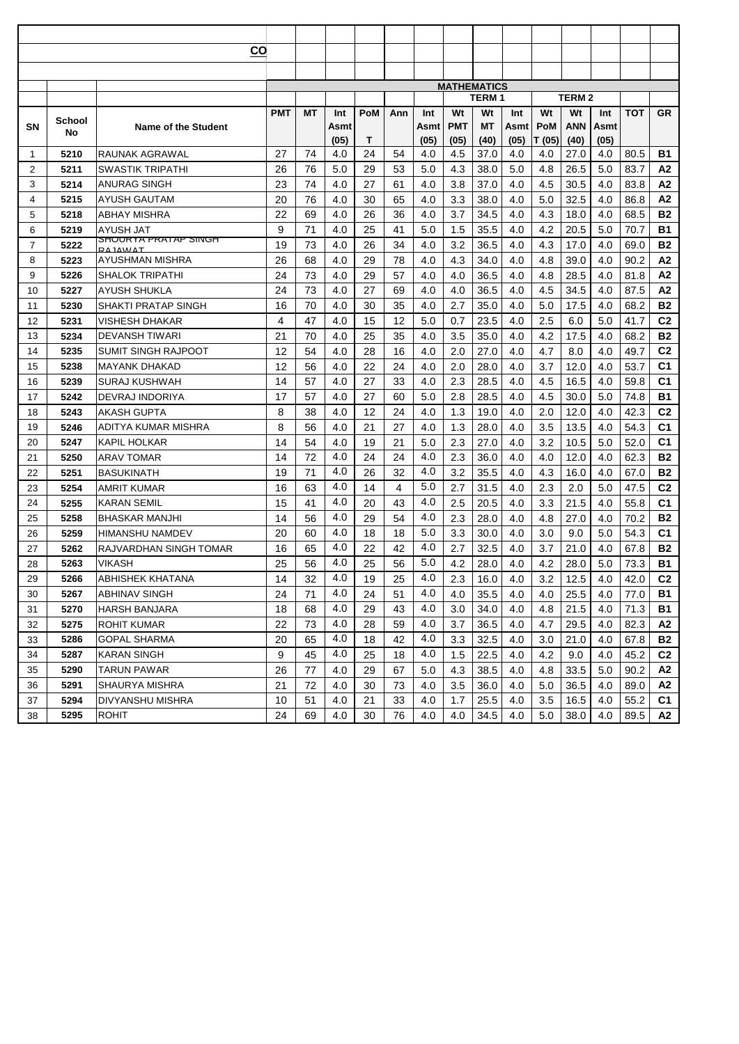| | | **CO** | | | | | | | | | | | | | | | |
|---|---|---|---|---|---|---|---|---|---|---|---|---|---|---|---|---|---|
| | | | **MATHEMATICS** | | | | | | | | | | | | | | |
| | | | | | | | | | | **TERM 1** | | | **TERM 2** | | | | |
| **SN** | **School No** | **Name of the Student** | **PMT** | **MT** | **Int Asmt (05)** | **PoM T** | **Ann** | **Int Asmt (05)** | **Wt PMT (05)** | **Wt MT (40)** | **Int Asmt (05)** | **Wt PoM T (05)** | **Wt ANN (40)** | **Int Asmt (05)** | **TOT** | **GR** |
| 1 | **5210** | RAUNAK AGRAWAL | 27 | 74 | 4.0 | 24 | 54 | 4.0 | 4.5 | 37.0 | 4.0 | 4.0 | 27.0 | 4.0 | 80.5 | **B1** |
| 2 | **5211** | SWASTIK TRIPATHI | 26 | 76 | 5.0 | 29 | 53 | 5.0 | 4.3 | 38.0 | 5.0 | 4.8 | 26.5 | 5.0 | 83.7 | **A2** |
| 3 | **5214** | ANURAG SINGH | 23 | 74 | 4.0 | 27 | 61 | 4.0 | 3.8 | 37.0 | 4.0 | 4.5 | 30.5 | 4.0 | 83.8 | **A2** |
| 4 | **5215** | AYUSH GAUTAM | 20 | 76 | 4.0 | 30 | 65 | 4.0 | 3.3 | 38.0 | 4.0 | 5.0 | 32.5 | 4.0 | 86.8 | **A2** |
| 5 | **5218** | ABHAY MISHRA | 22 | 69 | 4.0 | 26 | 36 | 4.0 | 3.7 | 34.5 | 4.0 | 4.3 | 18.0 | 4.0 | 68.5 | **B2** |
| 6 | **5219** | AYUSH JAT | 9 | 71 | 4.0 | 25 | 41 | 5.0 | 1.5 | 35.5 | 4.0 | 4.2 | 20.5 | 5.0 | 70.7 | **B1** |
| 7 | **5222** | SHOURYA PRATAP SINGH RAJAWAT | 19 | 73 | 4.0 | 26 | 34 | 4.0 | 3.2 | 36.5 | 4.0 | 4.3 | 17.0 | 4.0 | 69.0 | **B2** |
| 8 | **5223** | AYUSHMAN MISHRA | 26 | 68 | 4.0 | 29 | 78 | 4.0 | 4.3 | 34.0 | 4.0 | 4.8 | 39.0 | 4.0 | 90.2 | **A2** |
| 9 | **5226** | SHALOK TRIPATHI | 24 | 73 | 4.0 | 29 | 57 | 4.0 | 4.0 | 36.5 | 4.0 | 4.8 | 28.5 | 4.0 | 81.8 | **A2** |
| 10 | **5227** | AYUSH SHUKLA | 24 | 73 | 4.0 | 27 | 69 | 4.0 | 4.0 | 36.5 | 4.0 | 4.5 | 34.5 | 4.0 | 87.5 | **A2** |
| 11 | **5230** | SHAKTI PRATAP SINGH | 16 | 70 | 4.0 | 30 | 35 | 4.0 | 2.7 | 35.0 | 4.0 | 5.0 | 17.5 | 4.0 | 68.2 | **B2** |
| 12 | **5231** | VISHESH DHAKAR | 4 | 47 | 4.0 | 15 | 12 | 5.0 | 0.7 | 23.5 | 4.0 | 2.5 | 6.0 | 5.0 | 41.7 | **C2** |
| 13 | **5234** | DEVANSH TIWARI | 21 | 70 | 4.0 | 25 | 35 | 4.0 | 3.5 | 35.0 | 4.0 | 4.2 | 17.5 | 4.0 | 68.2 | **B2** |
| 14 | **5235** | SUMIT SINGH RAJPOOT | 12 | 54 | 4.0 | 28 | 16 | 4.0 | 2.0 | 27.0 | 4.0 | 4.7 | 8.0 | 4.0 | 49.7 | **C2** |
| 15 | **5238** | MAYANK DHAKAD | 12 | 56 | 4.0 | 22 | 24 | 4.0 | 2.0 | 28.0 | 4.0 | 3.7 | 12.0 | 4.0 | 53.7 | **C1** |
| 16 | **5239** | SURAJ KUSHWAH | 14 | 57 | 4.0 | 27 | 33 | 4.0 | 2.3 | 28.5 | 4.0 | 4.5 | 16.5 | 4.0 | 59.8 | **C1** |
| 17 | **5242** | DEVRAJ INDORIYA | 17 | 57 | 4.0 | 27 | 60 | 5.0 | 2.8 | 28.5 | 4.0 | 4.5 | 30.0 | 5.0 | 74.8 | **B1** |
| 18 | **5243** | AKASH GUPTA | 8 | 38 | 4.0 | 12 | 24 | 4.0 | 1.3 | 19.0 | 4.0 | 2.0 | 12.0 | 4.0 | 42.3 | **C2** |
| 19 | **5246** | ADITYA KUMAR MISHRA | 8 | 56 | 4.0 | 21 | 27 | 4.0 | 1.3 | 28.0 | 4.0 | 3.5 | 13.5 | 4.0 | 54.3 | **C1** |
| 20 | **5247** | KAPIL HOLKAR | 14 | 54 | 4.0 | 19 | 21 | 5.0 | 2.3 | 27.0 | 4.0 | 3.2 | 10.5 | 5.0 | 52.0 | **C1** |
| 21 | **5250** | ARAV TOMAR | 14 | 72 | 4.0 | 24 | 24 | 4.0 | 2.3 | 36.0 | 4.0 | 4.0 | 12.0 | 4.0 | 62.3 | **B2** |
| 22 | **5251** | BASUKINATH | 19 | 71 | 4.0 | 26 | 32 | 4.0 | 3.2 | 35.5 | 4.0 | 4.3 | 16.0 | 4.0 | 67.0 | **B2** |
| 23 | **5254** | AMRIT KUMAR | 16 | 63 | 4.0 | 14 | 4 | 5.0 | 2.7 | 31.5 | 4.0 | 2.3 | 2.0 | 5.0 | 47.5 | **C2** |
| 24 | **5255** | KARAN SEMIL | 15 | 41 | 4.0 | 20 | 43 | 4.0 | 2.5 | 20.5 | 4.0 | 3.3 | 21.5 | 4.0 | 55.8 | **C1** |
| 25 | **5258** | BHASKAR MANJHI | 14 | 56 | 4.0 | 29 | 54 | 4.0 | 2.3 | 28.0 | 4.0 | 4.8 | 27.0 | 4.0 | 70.2 | **B2** |
| 26 | **5259** | HIMANSHU NAMDEV | 20 | 60 | 4.0 | 18 | 18 | 5.0 | 3.3 | 30.0 | 4.0 | 3.0 | 9.0 | 5.0 | 54.3 | **C1** |
| 27 | **5262** | RAJVARDHAN SINGH TOMAR | 16 | 65 | 4.0 | 22 | 42 | 4.0 | 2.7 | 32.5 | 4.0 | 3.7 | 21.0 | 4.0 | 67.8 | **B2** |
| 28 | **5263** | VIKASH | 25 | 56 | 4.0 | 25 | 56 | 5.0 | 4.2 | 28.0 | 4.0 | 4.2 | 28.0 | 5.0 | 73.3 | **B1** |
| 29 | **5266** | ABHISHEK KHATANA | 14 | 32 | 4.0 | 19 | 25 | 4.0 | 2.3 | 16.0 | 4.0 | 3.2 | 12.5 | 4.0 | 42.0 | **C2** |
| 30 | **5267** | ABHINAV SINGH | 24 | 71 | 4.0 | 24 | 51 | 4.0 | 4.0 | 35.5 | 4.0 | 4.0 | 25.5 | 4.0 | 77.0 | **B1** |
| 31 | **5270** | HARSH BANJARA | 18 | 68 | 4.0 | 29 | 43 | 4.0 | 3.0 | 34.0 | 4.0 | 4.8 | 21.5 | 4.0 | 71.3 | **B1** |
| 32 | **5275** | ROHIT KUMAR | 22 | 73 | 4.0 | 28 | 59 | 4.0 | 3.7 | 36.5 | 4.0 | 4.7 | 29.5 | 4.0 | 82.3 | **A2** |
| 33 | **5286** | GOPAL SHARMA | 20 | 65 | 4.0 | 18 | 42 | 4.0 | 3.3 | 32.5 | 4.0 | 3.0 | 21.0 | 4.0 | 67.8 | **B2** |
| 34 | **5287** | KARAN SINGH | 9 | 45 | 4.0 | 25 | 18 | 4.0 | 1.5 | 22.5 | 4.0 | 4.2 | 9.0 | 4.0 | 45.2 | **C2** |
| 35 | **5290** | TARUN PAWAR | 26 | 77 | 4.0 | 29 | 67 | 5.0 | 4.3 | 38.5 | 4.0 | 4.8 | 33.5 | 5.0 | 90.2 | **A2** |
| 36 | **5291** | SHAURYA MISHRA | 21 | 72 | 4.0 | 30 | 73 | 4.0 | 3.5 | 36.0 | 4.0 | 5.0 | 36.5 | 4.0 | 89.0 | **A2** |
| 37 | **5294** | DIVYANSHU MISHRA | 10 | 51 | 4.0 | 21 | 33 | 4.0 | 1.7 | 25.5 | 4.0 | 3.5 | 16.5 | 4.0 | 55.2 | **C1** |
| 38 | **5295** | ROHIT | 24 | 69 | 4.0 | 30 | 76 | 4.0 | 4.0 | 34.5 | 4.0 | 5.0 | 38.0 | 4.0 | 89.5 | **A2** |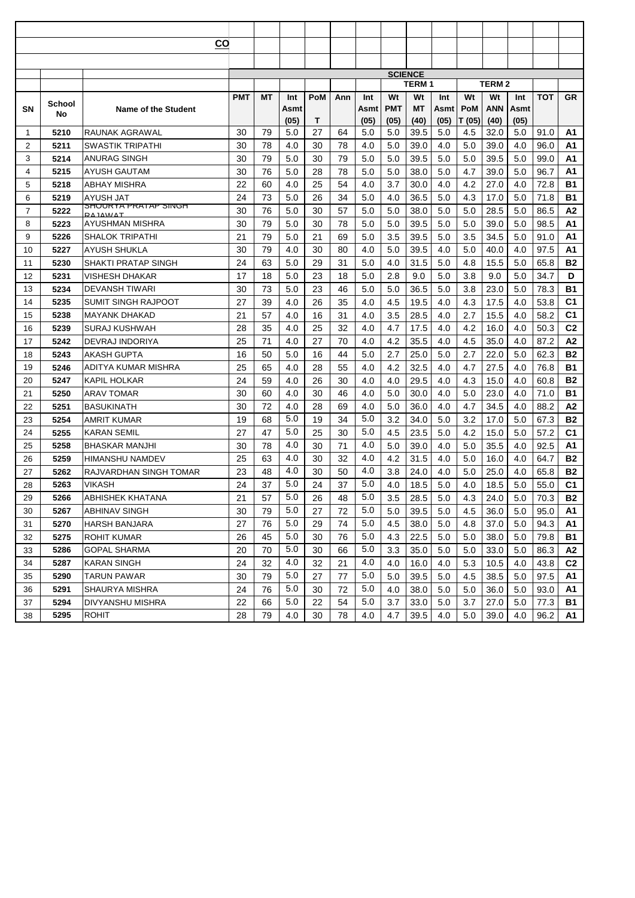**CO**

| SN | School No | Name of the Student | SCIENCE | | | | | | TERM 1 | | | TERM 2 | | | | |
|---|---|---|---|---|---|---|---|---|---|---|---|---|---|---|---|---|
| | | | PMT | MT | Int Asmt (05) | PoM T | Ann | Int Asmt (05) | Wt PMT (05) | Wt MT (40) | Int Asmt (05) | Wt PoM T (05) | Wt ANN (40) | Int Asmt (05) | TOT | GR |
| 1 | 5210 | RAUNAK AGRAWAL | 30 | 79 | 5.0 | 27 | 64 | 5.0 | 5.0 | 39.5 | 5.0 | 4.5 | 32.0 | 5.0 | 91.0 | A1 |
| 2 | 5211 | SWASTIK TRIPATHI | 30 | 78 | 4.0 | 30 | 78 | 4.0 | 5.0 | 39.0 | 4.0 | 5.0 | 39.0 | 4.0 | 96.0 | A1 |
| 3 | 5214 | ANURAG SINGH | 30 | 79 | 5.0 | 30 | 79 | 5.0 | 5.0 | 39.5 | 5.0 | 5.0 | 39.5 | 5.0 | 99.0 | A1 |
| 4 | 5215 | AYUSH GAUTAM | 30 | 76 | 5.0 | 28 | 78 | 5.0 | 5.0 | 38.0 | 5.0 | 4.7 | 39.0 | 5.0 | 96.7 | A1 |
| 5 | 5218 | ABHAY MISHRA | 22 | 60 | 4.0 | 25 | 54 | 4.0 | 3.7 | 30.0 | 4.0 | 4.2 | 27.0 | 4.0 | 72.8 | B1 |
| 6 | 5219 | AYUSH JAT | 24 | 73 | 5.0 | 26 | 34 | 5.0 | 4.0 | 36.5 | 5.0 | 4.3 | 17.0 | 5.0 | 71.8 | B1 |
| 7 | 5222 | SHOURYA PRATAP SINGH RAJAWAT | 30 | 76 | 5.0 | 30 | 57 | 5.0 | 5.0 | 38.0 | 5.0 | 5.0 | 28.5 | 5.0 | 86.5 | A2 |
| 8 | 5223 | AYUSHMAN MISHRA | 30 | 79 | 5.0 | 30 | 78 | 5.0 | 5.0 | 39.5 | 5.0 | 5.0 | 39.0 | 5.0 | 98.5 | A1 |
| 9 | 5226 | SHALOK TRIPATHI | 21 | 79 | 5.0 | 21 | 69 | 5.0 | 3.5 | 39.5 | 5.0 | 3.5 | 34.5 | 5.0 | 91.0 | A1 |
| 10 | 5227 | AYUSH SHUKLA | 30 | 79 | 4.0 | 30 | 80 | 4.0 | 5.0 | 39.5 | 4.0 | 5.0 | 40.0 | 4.0 | 97.5 | A1 |
| 11 | 5230 | SHAKTI PRATAP SINGH | 24 | 63 | 5.0 | 29 | 31 | 5.0 | 4.0 | 31.5 | 5.0 | 4.8 | 15.5 | 5.0 | 65.8 | B2 |
| 12 | 5231 | VISHESH DHAKAR | 17 | 18 | 5.0 | 23 | 18 | 5.0 | 2.8 | 9.0 | 5.0 | 3.8 | 9.0 | 5.0 | 34.7 | D |
| 13 | 5234 | DEVANSH TIWARI | 30 | 73 | 5.0 | 23 | 46 | 5.0 | 5.0 | 36.5 | 5.0 | 3.8 | 23.0 | 5.0 | 78.3 | B1 |
| 14 | 5235 | SUMIT SINGH RAJPOOT | 27 | 39 | 4.0 | 26 | 35 | 4.0 | 4.5 | 19.5 | 4.0 | 4.3 | 17.5 | 4.0 | 53.8 | C1 |
| 15 | 5238 | MAYANK DHAKAD | 21 | 57 | 4.0 | 16 | 31 | 4.0 | 3.5 | 28.5 | 4.0 | 2.7 | 15.5 | 4.0 | 58.2 | C1 |
| 16 | 5239 | SURAJ KUSHWAH | 28 | 35 | 4.0 | 25 | 32 | 4.0 | 4.7 | 17.5 | 4.0 | 4.2 | 16.0 | 4.0 | 50.3 | C2 |
| 17 | 5242 | DEVRAJ INDORIYA | 25 | 71 | 4.0 | 27 | 70 | 4.0 | 4.2 | 35.5 | 4.0 | 4.5 | 35.0 | 4.0 | 87.2 | A2 |
| 18 | 5243 | AKASH GUPTA | 16 | 50 | 5.0 | 16 | 44 | 5.0 | 2.7 | 25.0 | 5.0 | 2.7 | 22.0 | 5.0 | 62.3 | B2 |
| 19 | 5246 | ADITYA KUMAR MISHRA | 25 | 65 | 4.0 | 28 | 55 | 4.0 | 4.2 | 32.5 | 4.0 | 4.7 | 27.5 | 4.0 | 76.8 | B1 |
| 20 | 5247 | KAPIL HOLKAR | 24 | 59 | 4.0 | 26 | 30 | 4.0 | 4.0 | 29.5 | 4.0 | 4.3 | 15.0 | 4.0 | 60.8 | B2 |
| 21 | 5250 | ARAV TOMAR | 30 | 60 | 4.0 | 30 | 46 | 4.0 | 5.0 | 30.0 | 4.0 | 5.0 | 23.0 | 4.0 | 71.0 | B1 |
| 22 | 5251 | BASUKINATH | 30 | 72 | 4.0 | 28 | 69 | 4.0 | 5.0 | 36.0 | 4.0 | 4.7 | 34.5 | 4.0 | 88.2 | A2 |
| 23 | 5254 | AMRIT KUMAR | 19 | 68 | 5.0 | 19 | 34 | 5.0 | 3.2 | 34.0 | 5.0 | 3.2 | 17.0 | 5.0 | 67.3 | B2 |
| 24 | 5255 | KARAN SEMIL | 27 | 47 | 5.0 | 25 | 30 | 5.0 | 4.5 | 23.5 | 5.0 | 4.2 | 15.0 | 5.0 | 57.2 | C1 |
| 25 | 5258 | BHASKAR MANJHI | 30 | 78 | 4.0 | 30 | 71 | 4.0 | 5.0 | 39.0 | 4.0 | 5.0 | 35.5 | 4.0 | 92.5 | A1 |
| 26 | 5259 | HIMANSHU NAMDEV | 25 | 63 | 4.0 | 30 | 32 | 4.0 | 4.2 | 31.5 | 4.0 | 5.0 | 16.0 | 4.0 | 64.7 | B2 |
| 27 | 5262 | RAJVARDHAN SINGH TOMAR | 23 | 48 | 4.0 | 30 | 50 | 4.0 | 3.8 | 24.0 | 4.0 | 5.0 | 25.0 | 4.0 | 65.8 | B2 |
| 28 | 5263 | VIKASH | 24 | 37 | 5.0 | 24 | 37 | 5.0 | 4.0 | 18.5 | 5.0 | 4.0 | 18.5 | 5.0 | 55.0 | C1 |
| 29 | 5266 | ABHISHEK KHATANA | 21 | 57 | 5.0 | 26 | 48 | 5.0 | 3.5 | 28.5 | 5.0 | 4.3 | 24.0 | 5.0 | 70.3 | B2 |
| 30 | 5267 | ABHINAV SINGH | 30 | 79 | 5.0 | 27 | 72 | 5.0 | 5.0 | 39.5 | 5.0 | 4.5 | 36.0 | 5.0 | 95.0 | A1 |
| 31 | 5270 | HARSH BANJARA | 27 | 76 | 5.0 | 29 | 74 | 5.0 | 4.5 | 38.0 | 5.0 | 4.8 | 37.0 | 5.0 | 94.3 | A1 |
| 32 | 5275 | ROHIT KUMAR | 26 | 45 | 5.0 | 30 | 76 | 5.0 | 4.3 | 22.5 | 5.0 | 5.0 | 38.0 | 5.0 | 79.8 | B1 |
| 33 | 5286 | GOPAL SHARMA | 20 | 70 | 5.0 | 30 | 66 | 5.0 | 3.3 | 35.0 | 5.0 | 5.0 | 33.0 | 5.0 | 86.3 | A2 |
| 34 | 5287 | KARAN SINGH | 24 | 32 | 4.0 | 32 | 21 | 4.0 | 4.0 | 16.0 | 4.0 | 5.3 | 10.5 | 4.0 | 43.8 | C2 |
| 35 | 5290 | TARUN PAWAR | 30 | 79 | 5.0 | 27 | 77 | 5.0 | 5.0 | 39.5 | 5.0 | 4.5 | 38.5 | 5.0 | 97.5 | A1 |
| 36 | 5291 | SHAURYA MISHRA | 24 | 76 | 5.0 | 30 | 72 | 5.0 | 4.0 | 38.0 | 5.0 | 5.0 | 36.0 | 5.0 | 93.0 | A1 |
| 37 | 5294 | DIVYANSHU MISHRA | 22 | 66 | 5.0 | 22 | 54 | 5.0 | 3.7 | 33.0 | 5.0 | 3.7 | 27.0 | 5.0 | 77.3 | B1 |
| 38 | 5295 | ROHIT | 28 | 79 | 4.0 | 30 | 78 | 4.0 | 4.7 | 39.5 | 4.0 | 5.0 | 39.0 | 4.0 | 96.2 | A1 |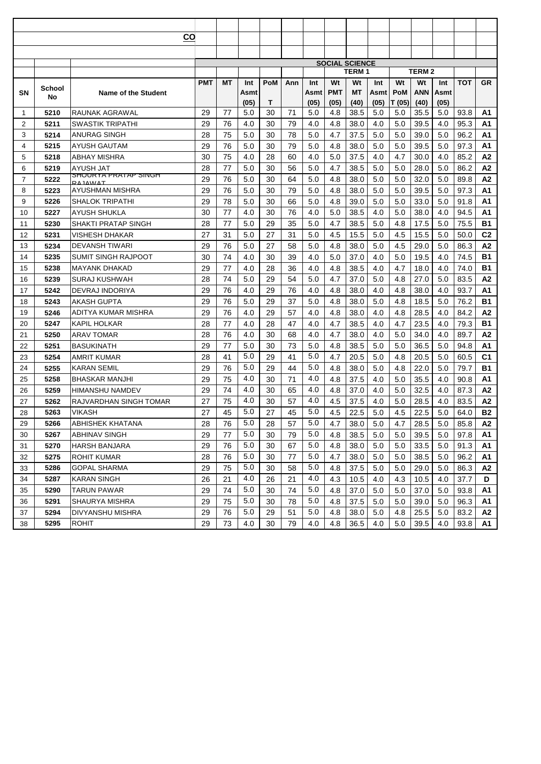| | | CO | | | | | | | | | | | | | | |
|---|---|---|---|---|---|---|---|---|---|---|---|---|---|---|---|---|
| | | | SOCIAL SCIENCE | | | | | | | | | | | | | |
| | | | | | | | | | TERM 1 | | | TERM 2 | | | | |
| SN | School No | Name of the Student | PMT | MT | Int Asmt (05) | PoM T | Ann | Int Asmt (05) | Wt PMT (05) | Wt MT (40) | Int Asmt (05) | Wt PoM T (05) | Wt ANN (40) | Int Asmt (05) | TOT | GR |
| 1 | 5210 | RAUNAK AGRAWAL | 29 | 77 | 5.0 | 30 | 71 | 5.0 | 4.8 | 38.5 | 5.0 | 5.0 | 35.5 | 5.0 | 93.8 | A1 |
| 2 | 5211 | SWASTIK TRIPATHI | 29 | 76 | 4.0 | 30 | 79 | 4.0 | 4.8 | 38.0 | 4.0 | 5.0 | 39.5 | 4.0 | 95.3 | A1 |
| 3 | 5214 | ANURAG SINGH | 28 | 75 | 5.0 | 30 | 78 | 5.0 | 4.7 | 37.5 | 5.0 | 5.0 | 39.0 | 5.0 | 96.2 | A1 |
| 4 | 5215 | AYUSH GAUTAM | 29 | 76 | 5.0 | 30 | 79 | 5.0 | 4.8 | 38.0 | 5.0 | 5.0 | 39.5 | 5.0 | 97.3 | A1 |
| 5 | 5218 | ABHAY MISHRA | 30 | 75 | 4.0 | 28 | 60 | 4.0 | 5.0 | 37.5 | 4.0 | 4.7 | 30.0 | 4.0 | 85.2 | A2 |
| 6 | 5219 | AYUSH JAT | 28 | 77 | 5.0 | 30 | 56 | 5.0 | 4.7 | 38.5 | 5.0 | 5.0 | 28.0 | 5.0 | 86.2 | A2 |
| 7 | 5222 | SHOURYA PRATAP SINGH RAJAWAT | 29 | 76 | 5.0 | 30 | 64 | 5.0 | 4.8 | 38.0 | 5.0 | 5.0 | 32.0 | 5.0 | 89.8 | A2 |
| 8 | 5223 | AYUSHMAN MISHRA | 29 | 76 | 5.0 | 30 | 79 | 5.0 | 4.8 | 38.0 | 5.0 | 5.0 | 39.5 | 5.0 | 97.3 | A1 |
| 9 | 5226 | SHALOK TRIPATHI | 29 | 78 | 5.0 | 30 | 66 | 5.0 | 4.8 | 39.0 | 5.0 | 5.0 | 33.0 | 5.0 | 91.8 | A1 |
| 10 | 5227 | AYUSH SHUKLA | 30 | 77 | 4.0 | 30 | 76 | 4.0 | 5.0 | 38.5 | 4.0 | 5.0 | 38.0 | 4.0 | 94.5 | A1 |
| 11 | 5230 | SHAKTI PRATAP SINGH | 28 | 77 | 5.0 | 29 | 35 | 5.0 | 4.7 | 38.5 | 5.0 | 4.8 | 17.5 | 5.0 | 75.5 | B1 |
| 12 | 5231 | VISHESH DHAKAR | 27 | 31 | 5.0 | 27 | 31 | 5.0 | 4.5 | 15.5 | 5.0 | 4.5 | 15.5 | 5.0 | 50.0 | C2 |
| 13 | 5234 | DEVANSH TIWARI | 29 | 76 | 5.0 | 27 | 58 | 5.0 | 4.8 | 38.0 | 5.0 | 4.5 | 29.0 | 5.0 | 86.3 | A2 |
| 14 | 5235 | SUMIT SINGH RAJPOOT | 30 | 74 | 4.0 | 30 | 39 | 4.0 | 5.0 | 37.0 | 4.0 | 5.0 | 19.5 | 4.0 | 74.5 | B1 |
| 15 | 5238 | MAYANK DHAKAD | 29 | 77 | 4.0 | 28 | 36 | 4.0 | 4.8 | 38.5 | 4.0 | 4.7 | 18.0 | 4.0 | 74.0 | B1 |
| 16 | 5239 | SURAJ KUSHWAH | 28 | 74 | 5.0 | 29 | 54 | 5.0 | 4.7 | 37.0 | 5.0 | 4.8 | 27.0 | 5.0 | 83.5 | A2 |
| 17 | 5242 | DEVRAJ INDORIYA | 29 | 76 | 4.0 | 29 | 76 | 4.0 | 4.8 | 38.0 | 4.0 | 4.8 | 38.0 | 4.0 | 93.7 | A1 |
| 18 | 5243 | AKASH GUPTA | 29 | 76 | 5.0 | 29 | 37 | 5.0 | 4.8 | 38.0 | 5.0 | 4.8 | 18.5 | 5.0 | 76.2 | B1 |
| 19 | 5246 | ADITYA KUMAR MISHRA | 29 | 76 | 4.0 | 29 | 57 | 4.0 | 4.8 | 38.0 | 4.0 | 4.8 | 28.5 | 4.0 | 84.2 | A2 |
| 20 | 5247 | KAPIL HOLKAR | 28 | 77 | 4.0 | 28 | 47 | 4.0 | 4.7 | 38.5 | 4.0 | 4.7 | 23.5 | 4.0 | 79.3 | B1 |
| 21 | 5250 | ARAV TOMAR | 28 | 76 | 4.0 | 30 | 68 | 4.0 | 4.7 | 38.0 | 4.0 | 5.0 | 34.0 | 4.0 | 89.7 | A2 |
| 22 | 5251 | BASUKINATH | 29 | 77 | 5.0 | 30 | 73 | 5.0 | 4.8 | 38.5 | 5.0 | 5.0 | 36.5 | 5.0 | 94.8 | A1 |
| 23 | 5254 | AMRIT KUMAR | 28 | 41 | 5.0 | 29 | 41 | 5.0 | 4.7 | 20.5 | 5.0 | 4.8 | 20.5 | 5.0 | 60.5 | C1 |
| 24 | 5255 | KARAN SEMIL | 29 | 76 | 5.0 | 29 | 44 | 5.0 | 4.8 | 38.0 | 5.0 | 4.8 | 22.0 | 5.0 | 79.7 | B1 |
| 25 | 5258 | BHASKAR MANJHI | 29 | 75 | 4.0 | 30 | 71 | 4.0 | 4.8 | 37.5 | 4.0 | 5.0 | 35.5 | 4.0 | 90.8 | A1 |
| 26 | 5259 | HIMANSHU NAMDEV | 29 | 74 | 4.0 | 30 | 65 | 4.0 | 4.8 | 37.0 | 4.0 | 5.0 | 32.5 | 4.0 | 87.3 | A2 |
| 27 | 5262 | RAJVARDHAN SINGH TOMAR | 27 | 75 | 4.0 | 30 | 57 | 4.0 | 4.5 | 37.5 | 4.0 | 5.0 | 28.5 | 4.0 | 83.5 | A2 |
| 28 | 5263 | VIKASH | 27 | 45 | 5.0 | 27 | 45 | 5.0 | 4.5 | 22.5 | 5.0 | 4.5 | 22.5 | 5.0 | 64.0 | B2 |
| 29 | 5266 | ABHISHEK KHATANA | 28 | 76 | 5.0 | 28 | 57 | 5.0 | 4.7 | 38.0 | 5.0 | 4.7 | 28.5 | 5.0 | 85.8 | A2 |
| 30 | 5267 | ABHINAV SINGH | 29 | 77 | 5.0 | 30 | 79 | 5.0 | 4.8 | 38.5 | 5.0 | 5.0 | 39.5 | 5.0 | 97.8 | A1 |
| 31 | 5270 | HARSH BANJARA | 29 | 76 | 5.0 | 30 | 67 | 5.0 | 4.8 | 38.0 | 5.0 | 5.0 | 33.5 | 5.0 | 91.3 | A1 |
| 32 | 5275 | ROHIT KUMAR | 28 | 76 | 5.0 | 30 | 77 | 5.0 | 4.7 | 38.0 | 5.0 | 5.0 | 38.5 | 5.0 | 96.2 | A1 |
| 33 | 5286 | GOPAL SHARMA | 29 | 75 | 5.0 | 30 | 58 | 5.0 | 4.8 | 37.5 | 5.0 | 5.0 | 29.0 | 5.0 | 86.3 | A2 |
| 34 | 5287 | KARAN SINGH | 26 | 21 | 4.0 | 26 | 21 | 4.0 | 4.3 | 10.5 | 4.0 | 4.3 | 10.5 | 4.0 | 37.7 | D |
| 35 | 5290 | TARUN PAWAR | 29 | 74 | 5.0 | 30 | 74 | 5.0 | 4.8 | 37.0 | 5.0 | 5.0 | 37.0 | 5.0 | 93.8 | A1 |
| 36 | 5291 | SHAURYA MISHRA | 29 | 75 | 5.0 | 30 | 78 | 5.0 | 4.8 | 37.5 | 5.0 | 5.0 | 39.0 | 5.0 | 96.3 | A1 |
| 37 | 5294 | DIVYANSHU MISHRA | 29 | 76 | 5.0 | 29 | 51 | 5.0 | 4.8 | 38.0 | 5.0 | 4.8 | 25.5 | 5.0 | 83.2 | A2 |
| 38 | 5295 | ROHIT | 29 | 73 | 4.0 | 30 | 79 | 4.0 | 4.8 | 36.5 | 4.0 | 5.0 | 39.5 | 4.0 | 93.8 | A1 |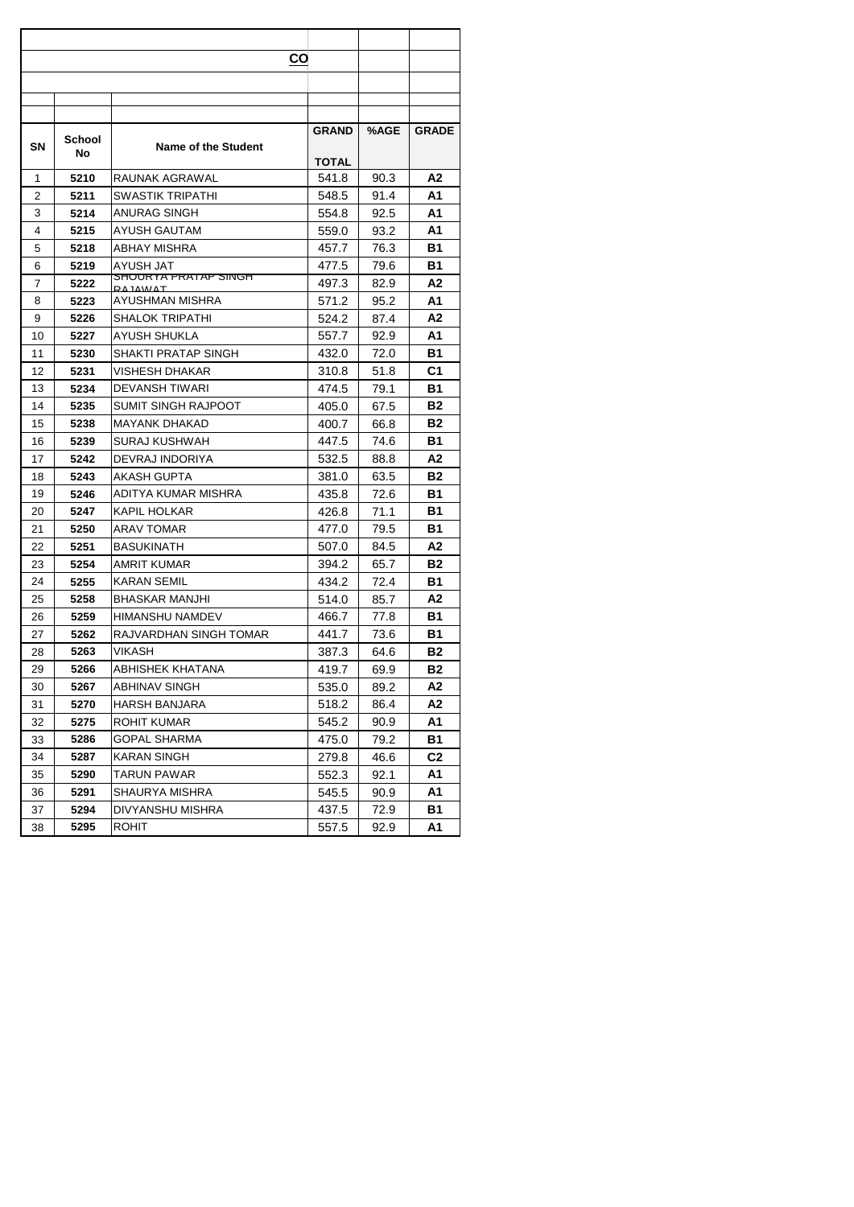**CO**

| SN | School No | Name of the Student | GRAND TOTAL | %AGE | GRADE |
|---|---|---|---|---|---|
| 1 | 5210 | RAUNAK AGRAWAL | 541.8 | 90.3 | A2 |
| 2 | 5211 | SWASTIK TRIPATHI | 548.5 | 91.4 | A1 |
| 3 | 5214 | ANURAG SINGH | 554.8 | 92.5 | A1 |
| 4 | 5215 | AYUSH GAUTAM | 559.0 | 93.2 | A1 |
| 5 | 5218 | ABHAY MISHRA | 457.7 | 76.3 | B1 |
| 6 | 5219 | AYUSH JAT | 477.5 | 79.6 | B1 |
| 7 | 5222 | SHOURYA PRATAP SINGH RAJAWAT | 497.3 | 82.9 | A2 |
| 8 | 5223 | AYUSHMAN MISHRA | 571.2 | 95.2 | A1 |
| 9 | 5226 | SHALOK TRIPATHI | 524.2 | 87.4 | A2 |
| 10 | 5227 | AYUSH SHUKLA | 557.7 | 92.9 | A1 |
| 11 | 5230 | SHAKTI PRATAP SINGH | 432.0 | 72.0 | B1 |
| 12 | 5231 | VISHESH DHAKAR | 310.8 | 51.8 | C1 |
| 13 | 5234 | DEVANSH TIWARI | 474.5 | 79.1 | B1 |
| 14 | 5235 | SUMIT SINGH RAJPOOT | 405.0 | 67.5 | B2 |
| 15 | 5238 | MAYANK DHAKAD | 400.7 | 66.8 | B2 |
| 16 | 5239 | SURAJ KUSHWAH | 447.5 | 74.6 | B1 |
| 17 | 5242 | DEVRAJ INDORIYA | 532.5 | 88.8 | A2 |
| 18 | 5243 | AKASH GUPTA | 381.0 | 63.5 | B2 |
| 19 | 5246 | ADITYA KUMAR MISHRA | 435.8 | 72.6 | B1 |
| 20 | 5247 | KAPIL HOLKAR | 426.8 | 71.1 | B1 |
| 21 | 5250 | ARAV TOMAR | 477.0 | 79.5 | B1 |
| 22 | 5251 | BASUKINATH | 507.0 | 84.5 | A2 |
| 23 | 5254 | AMRIT KUMAR | 394.2 | 65.7 | B2 |
| 24 | 5255 | KARAN SEMIL | 434.2 | 72.4 | B1 |
| 25 | 5258 | BHASKAR MANJHI | 514.0 | 85.7 | A2 |
| 26 | 5259 | HIMANSHU NAMDEV | 466.7 | 77.8 | B1 |
| 27 | 5262 | RAJVARDHAN SINGH TOMAR | 441.7 | 73.6 | B1 |
| 28 | 5263 | VIKASH | 387.3 | 64.6 | B2 |
| 29 | 5266 | ABHISHEK KHATANA | 419.7 | 69.9 | B2 |
| 30 | 5267 | ABHINAV SINGH | 535.0 | 89.2 | A2 |
| 31 | 5270 | HARSH BANJARA | 518.2 | 86.4 | A2 |
| 32 | 5275 | ROHIT KUMAR | 545.2 | 90.9 | A1 |
| 33 | 5286 | GOPAL SHARMA | 475.0 | 79.2 | B1 |
| 34 | 5287 | KARAN SINGH | 279.8 | 46.6 | C2 |
| 35 | 5290 | TARUN PAWAR | 552.3 | 92.1 | A1 |
| 36 | 5291 | SHAURYA MISHRA | 545.5 | 90.9 | A1 |
| 37 | 5294 | DIVYANSHU MISHRA | 437.5 | 72.9 | B1 |
| 38 | 5295 | ROHIT | 557.5 | 92.9 | A1 |